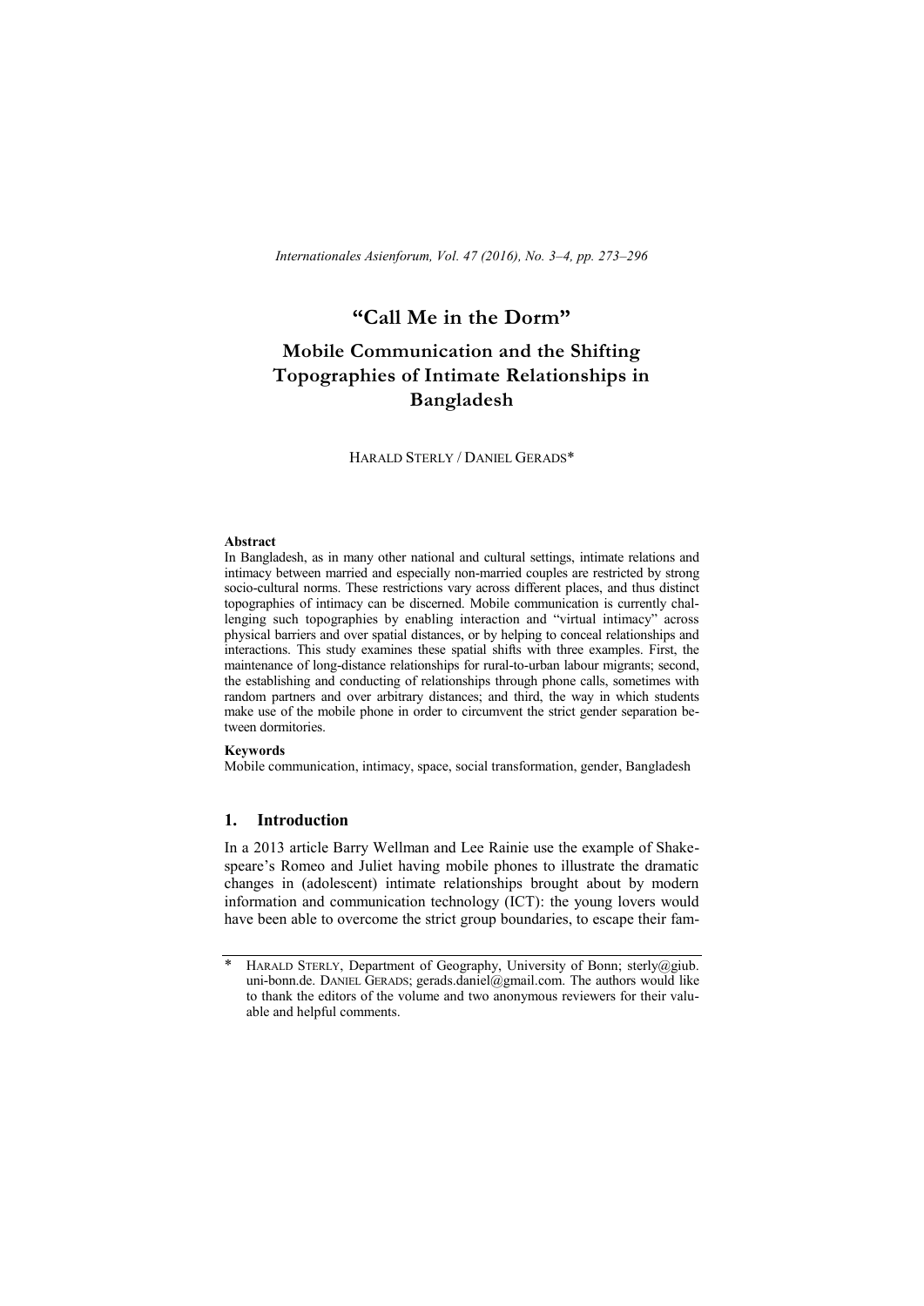# "Call Me in the Dorm"

## Mobile Communication and the Shifting Topographies of Intimate Relationships in Bangladesh

HARALD STERLY / DANIEL GERADS*

**Abstract**

In Bangladesh, as in many other national and cultural settings, intimate relations and intimacy between married and especially non-married couples are restricted by strong socio-cultural norms. These restrictions vary across different places, and thus distinct topographies of intimacy can be discerned. Mobile communication is currently challenging such topographies by enabling interaction and "virtual intimacy" across physical barriers and over spatial distances, or by helping to conceal relationships and interactions. This study examines these spatial shifts with three examples. First, the maintenance of long-distance relationships for rural-to-urban labour migrants; second, the establishing and conducting of relationships through phone calls, sometimes with random partners and over arbitrary distances; and third, the way in which students make use of the mobile phone in order to circumvent the strict gender separation between dormitories.

**Keywords**

Mobile communication, intimacy, space, social transformation, gender, Bangladesh

## 1. Introduction

In a 2013 article Barry Wellman and Lee Rainie use the example of Shakespeare's Romeo and Juliet having mobile phones to illustrate the dramatic changes in (adolescent) intimate relationships brought about by modern information and communication technology (ICT): the young lovers would have been able to overcome the strict group boundaries, to escape their fam-

---

\* HARALD STERLY, Department of Geography, University of Bonn; sterly@giub.uni-bonn.de. DANIEL GERADS; gerads.daniel@gmail.com. The authors would like to thank the editors of the volume and two anonymous reviewers for their valuable and helpful comments.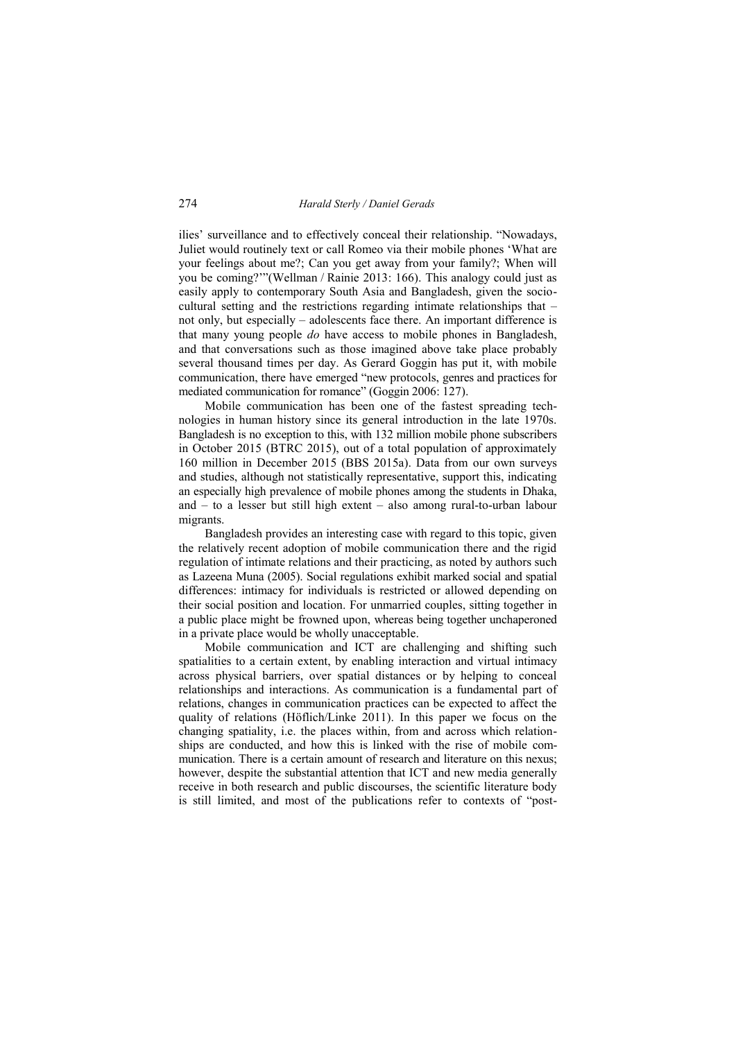ilies' surveillance and to effectively conceal their relationship. "Nowadays, Juliet would routinely text or call Romeo via their mobile phones 'What are your feelings about me?; Can you get away from your family?; When will you be coming?'"(Wellman / Rainie 2013: 166). This analogy could just as easily apply to contemporary South Asia and Bangladesh, given the socio-cultural setting and the restrictions regarding intimate relationships that – not only, but especially – adolescents face there. An important difference is that many young people *do* have access to mobile phones in Bangladesh, and that conversations such as those imagined above take place probably several thousand times per day. As Gerard Goggin has put it, with mobile communication, there have emerged "new protocols, genres and practices for mediated communication for romance" (Goggin 2006: 127).

Mobile communication has been one of the fastest spreading technologies in human history since its general introduction in the late 1970s. Bangladesh is no exception to this, with 132 million mobile phone subscribers in October 2015 (BTRC 2015), out of a total population of approximately 160 million in December 2015 (BBS 2015a). Data from our own surveys and studies, although not statistically representative, support this, indicating an especially high prevalence of mobile phones among the students in Dhaka, and – to a lesser but still high extent – also among rural-to-urban labour migrants.

Bangladesh provides an interesting case with regard to this topic, given the relatively recent adoption of mobile communication there and the rigid regulation of intimate relations and their practicing, as noted by authors such as Lazeena Muna (2005). Social regulations exhibit marked social and spatial differences: intimacy for individuals is restricted or allowed depending on their social position and location. For unmarried couples, sitting together in a public place might be frowned upon, whereas being together unchaperoned in a private place would be wholly unacceptable.

Mobile communication and ICT are challenging and shifting such spatialities to a certain extent, by enabling interaction and virtual intimacy across physical barriers, over spatial distances or by helping to conceal relationships and interactions. As communication is a fundamental part of relations, changes in communication practices can be expected to affect the quality of relations (Höflich/Linke 2011). In this paper we focus on the changing spatiality, i.e. the places within, from and across which relationships are conducted, and how this is linked with the rise of mobile communication. There is a certain amount of research and literature on this nexus; however, despite the substantial attention that ICT and new media generally receive in both research and public discourses, the scientific literature body is still limited, and most of the publications refer to contexts of "post-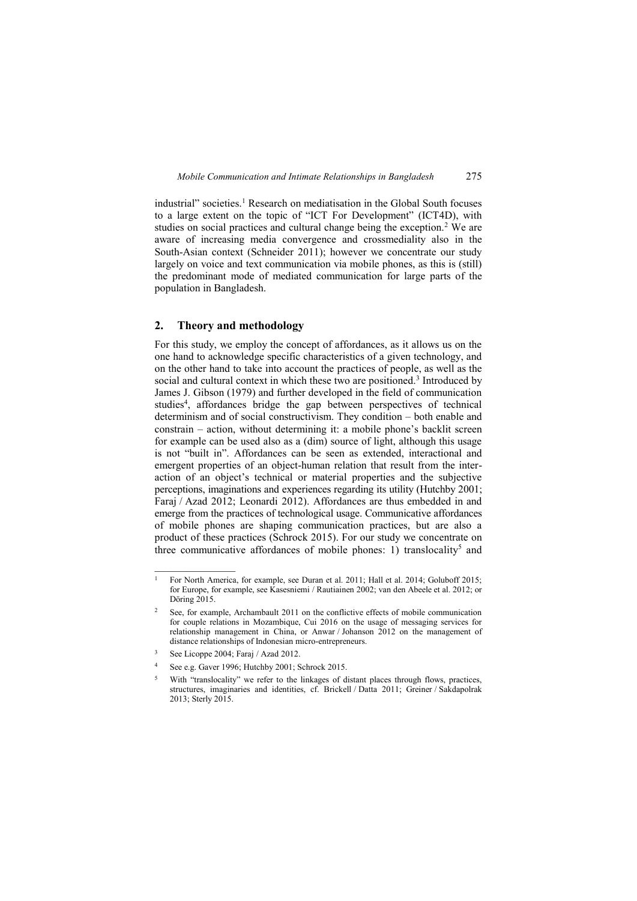industrial" societies.[1] Research on mediatisation in the Global South focuses to a large extent on the topic of "ICT For Development" (ICT4D), with studies on social practices and cultural change being the exception.[2] We are aware of increasing media convergence and crossmediality also in the South-Asian context (Schneider 2011); however we concentrate our study largely on voice and text communication via mobile phones, as this is (still) the predominant mode of mediated communication for large parts of the population in Bangladesh.

## 2. Theory and methodology

For this study, we employ the concept of affordances, as it allows us on the one hand to acknowledge specific characteristics of a given technology, and on the other hand to take into account the practices of people, as well as the social and cultural context in which these two are positioned.[3] Introduced by James J. Gibson (1979) and further developed in the field of communication studies[4], affordances bridge the gap between perspectives of technical determinism and of social constructivism. They condition – both enable and constrain – action, without determining it: a mobile phone's backlit screen for example can be used also as a (dim) source of light, although this usage is not "built in". Affordances can be seen as extended, interactional and emergent properties of an object-human relation that result from the interaction of an object's technical or material properties and the subjective perceptions, imaginations and experiences regarding its utility (Hutchby 2001; Faraj / Azad 2012; Leonardi 2012). Affordances are thus embedded in and emerge from the practices of technological usage. Communicative affordances of mobile phones are shaping communication practices, but are also a product of these practices (Schrock 2015). For our study we concentrate on three communicative affordances of mobile phones: 1) translocality[5] and

---

[1] For North America, for example, see Duran et al. 2011; Hall et al. 2014; Goluboff 2015; for Europe, for example, see Kasesniemi / Rautiainen 2002; van den Abeele et al. 2012; or Döring 2015.

[2] See, for example, Archambault 2011 on the conflictive effects of mobile communication for couple relations in Mozambique, Cui 2016 on the usage of messaging services for relationship management in China, or Anwar / Johanson 2012 on the management of distance relationships of Indonesian micro-entrepreneurs.

[3] See Licoppe 2004; Faraj / Azad 2012.

[4] See e.g. Gaver 1996; Hutchby 2001; Schrock 2015.

[5] With "translocality" we refer to the linkages of distant places through flows, practices, structures, imaginaries and identities, cf. Brickell / Datta 2011; Greiner / Sakdapolrak 2013; Sterly 2015.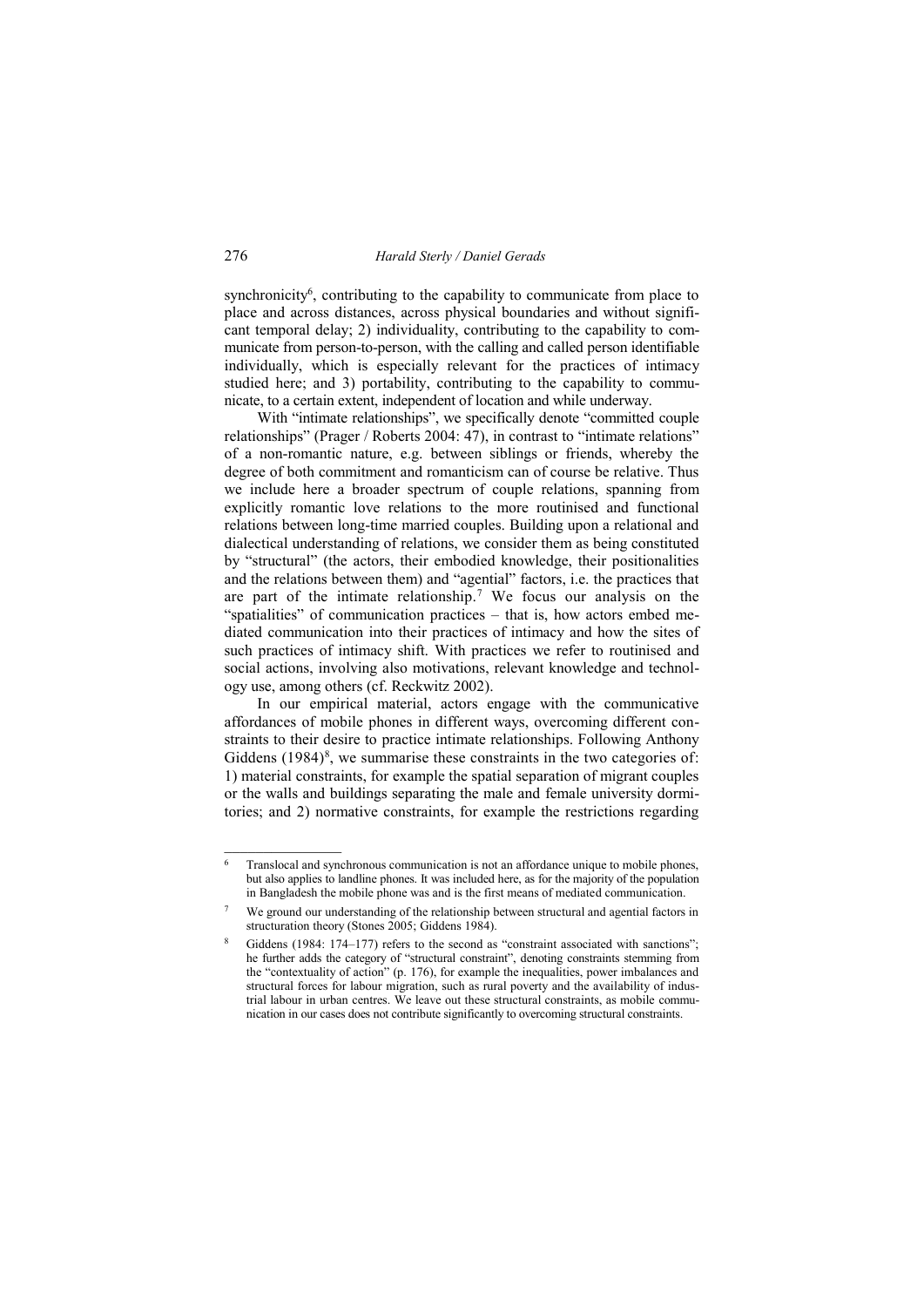synchronicity[6], contributing to the capability to communicate from place to place and across distances, across physical boundaries and without significant temporal delay; 2) individuality, contributing to the capability to communicate from person-to-person, with the calling and called person identifiable individually, which is especially relevant for the practices of intimacy studied here; and 3) portability, contributing to the capability to communicate, to a certain extent, independent of location and while underway.

With "intimate relationships", we specifically denote "committed couple relationships" (Prager / Roberts 2004: 47), in contrast to "intimate relations" of a non-romantic nature, e.g. between siblings or friends, whereby the degree of both commitment and romanticism can of course be relative. Thus we include here a broader spectrum of couple relations, spanning from explicitly romantic love relations to the more routinised and functional relations between long-time married couples. Building upon a relational and dialectical understanding of relations, we consider them as being constituted by "structural" (the actors, their embodied knowledge, their positionalities and the relations between them) and "agential" factors, i.e. the practices that are part of the intimate relationship.[7] We focus our analysis on the "spatialities" of communication practices – that is, how actors embed mediated communication into their practices of intimacy and how the sites of such practices of intimacy shift. With practices we refer to routinised and social actions, involving also motivations, relevant knowledge and technology use, among others (cf. Reckwitz 2002).

In our empirical material, actors engage with the communicative affordances of mobile phones in different ways, overcoming different constraints to their desire to practice intimate relationships. Following Anthony Giddens (1984)[8], we summarise these constraints in the two categories of: 1) material constraints, for example the spatial separation of migrant couples or the walls and buildings separating the male and female university dormitories; and 2) normative constraints, for example the restrictions regarding

---

[6] Translocal and synchronous communication is not an affordance unique to mobile phones, but also applies to landline phones. It was included here, as for the majority of the population in Bangladesh the mobile phone was and is the first means of mediated communication.

[7] We ground our understanding of the relationship between structural and agential factors in structuration theory (Stones 2005; Giddens 1984).

[8] Giddens (1984: 174–177) refers to the second as "constraint associated with sanctions"; he further adds the category of "structural constraint", denoting constraints stemming from the "contextuality of action" (p. 176), for example the inequalities, power imbalances and structural forces for labour migration, such as rural poverty and the availability of industrial labour in urban centres. We leave out these structural constraints, as mobile communication in our cases does not contribute significantly to overcoming structural constraints.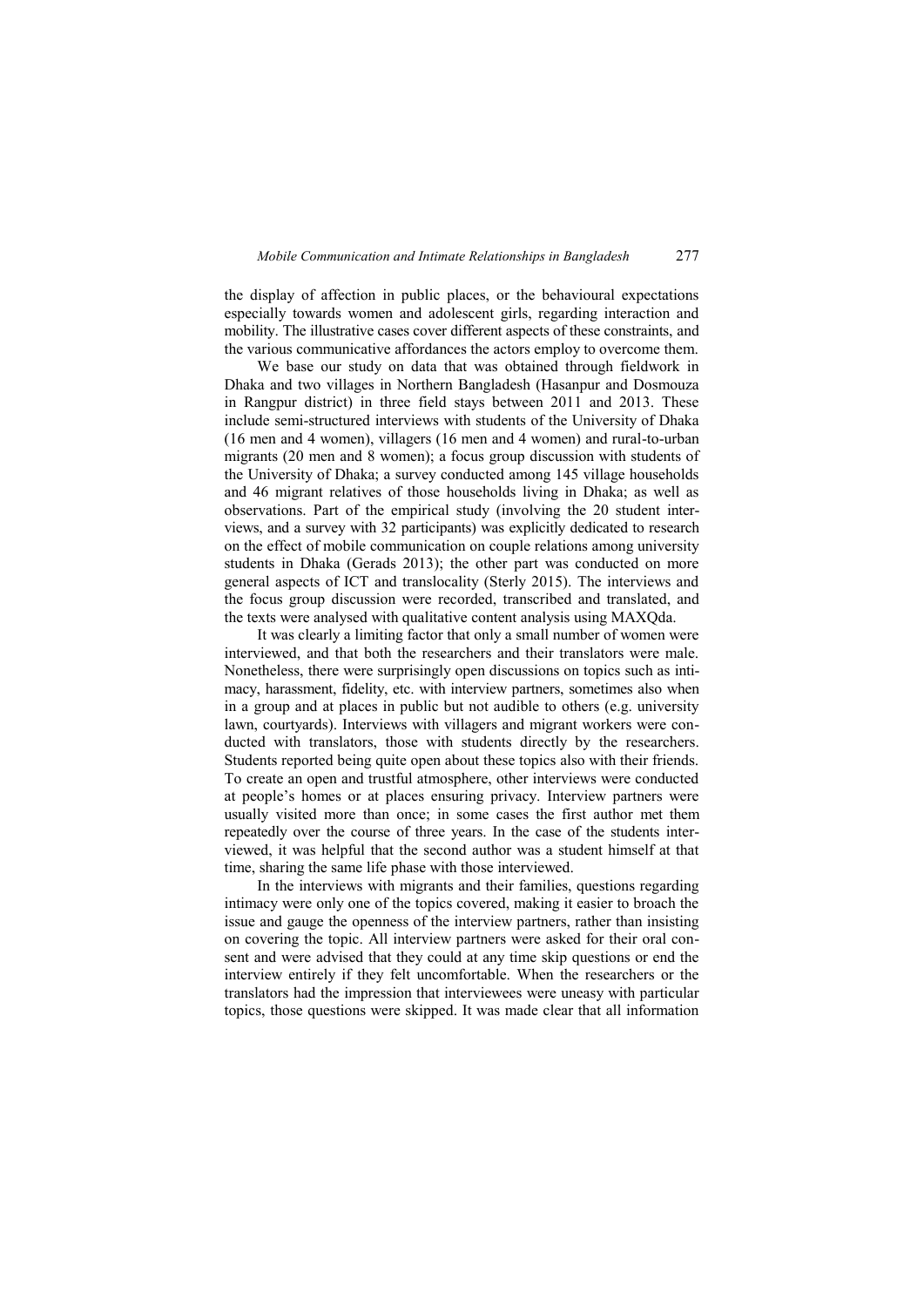the display of affection in public places, or the behavioural expectations especially towards women and adolescent girls, regarding interaction and mobility. The illustrative cases cover different aspects of these constraints, and the various communicative affordances the actors employ to overcome them.

We base our study on data that was obtained through fieldwork in Dhaka and two villages in Northern Bangladesh (Hasanpur and Dosmouza in Rangpur district) in three field stays between 2011 and 2013. These include semi-structured interviews with students of the University of Dhaka (16 men and 4 women), villagers (16 men and 4 women) and rural-to-urban migrants (20 men and 8 women); a focus group discussion with students of the University of Dhaka; a survey conducted among 145 village households and 46 migrant relatives of those households living in Dhaka; as well as observations. Part of the empirical study (involving the 20 student interviews, and a survey with 32 participants) was explicitly dedicated to research on the effect of mobile communication on couple relations among university students in Dhaka (Gerads 2013); the other part was conducted on more general aspects of ICT and translocality (Sterly 2015). The interviews and the focus group discussion were recorded, transcribed and translated, and the texts were analysed with qualitative content analysis using MAXQda.

It was clearly a limiting factor that only a small number of women were interviewed, and that both the researchers and their translators were male. Nonetheless, there were surprisingly open discussions on topics such as intimacy, harassment, fidelity, etc. with interview partners, sometimes also when in a group and at places in public but not audible to others (e.g. university lawn, courtyards). Interviews with villagers and migrant workers were conducted with translators, those with students directly by the researchers. Students reported being quite open about these topics also with their friends. To create an open and trustful atmosphere, other interviews were conducted at people's homes or at places ensuring privacy. Interview partners were usually visited more than once; in some cases the first author met them repeatedly over the course of three years. In the case of the students interviewed, it was helpful that the second author was a student himself at that time, sharing the same life phase with those interviewed.

In the interviews with migrants and their families, questions regarding intimacy were only one of the topics covered, making it easier to broach the issue and gauge the openness of the interview partners, rather than insisting on covering the topic. All interview partners were asked for their oral consent and were advised that they could at any time skip questions or end the interview entirely if they felt uncomfortable. When the researchers or the translators had the impression that interviewees were uneasy with particular topics, those questions were skipped. It was made clear that all information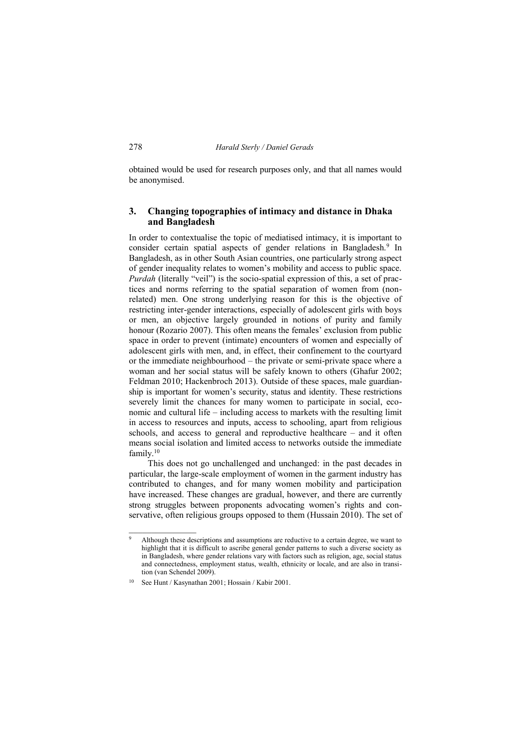obtained would be used for research purposes only, and that all names would be anonymised.

## 3. Changing topographies of intimacy and distance in Dhaka and Bangladesh

In order to contextualise the topic of mediatised intimacy, it is important to consider certain spatial aspects of gender relations in Bangladesh.[9] In Bangladesh, as in other South Asian countries, one particularly strong aspect of gender inequality relates to women's mobility and access to public space. *Purdah* (literally "veil") is the socio-spatial expression of this, a set of practices and norms referring to the spatial separation of women from (non-related) men. One strong underlying reason for this is the objective of restricting inter-gender interactions, especially of adolescent girls with boys or men, an objective largely grounded in notions of purity and family honour (Rozario 2007). This often means the females' exclusion from public space in order to prevent (intimate) encounters of women and especially of adolescent girls with men, and, in effect, their confinement to the courtyard or the immediate neighbourhood – the private or semi-private space where a woman and her social status will be safely known to others (Ghafur 2002; Feldman 2010; Hackenbroch 2013). Outside of these spaces, male guardianship is important for women's security, status and identity. These restrictions severely limit the chances for many women to participate in social, economic and cultural life – including access to markets with the resulting limit in access to resources and inputs, access to schooling, apart from religious schools, and access to general and reproductive healthcare – and it often means social isolation and limited access to networks outside the immediate family.[10]

This does not go unchallenged and unchanged: in the past decades in particular, the large-scale employment of women in the garment industry has contributed to changes, and for many women mobility and participation have increased. These changes are gradual, however, and there are currently strong struggles between proponents advocating women's rights and conservative, often religious groups opposed to them (Hussain 2010). The set of

---

[9] Although these descriptions and assumptions are reductive to a certain degree, we want to highlight that it is difficult to ascribe general gender patterns to such a diverse society as in Bangladesh, where gender relations vary with factors such as religion, age, social status and connectedness, employment status, wealth, ethnicity or locale, and are also in transition (van Schendel 2009).

[10] See Hunt / Kasynathan 2001; Hossain / Kabir 2001.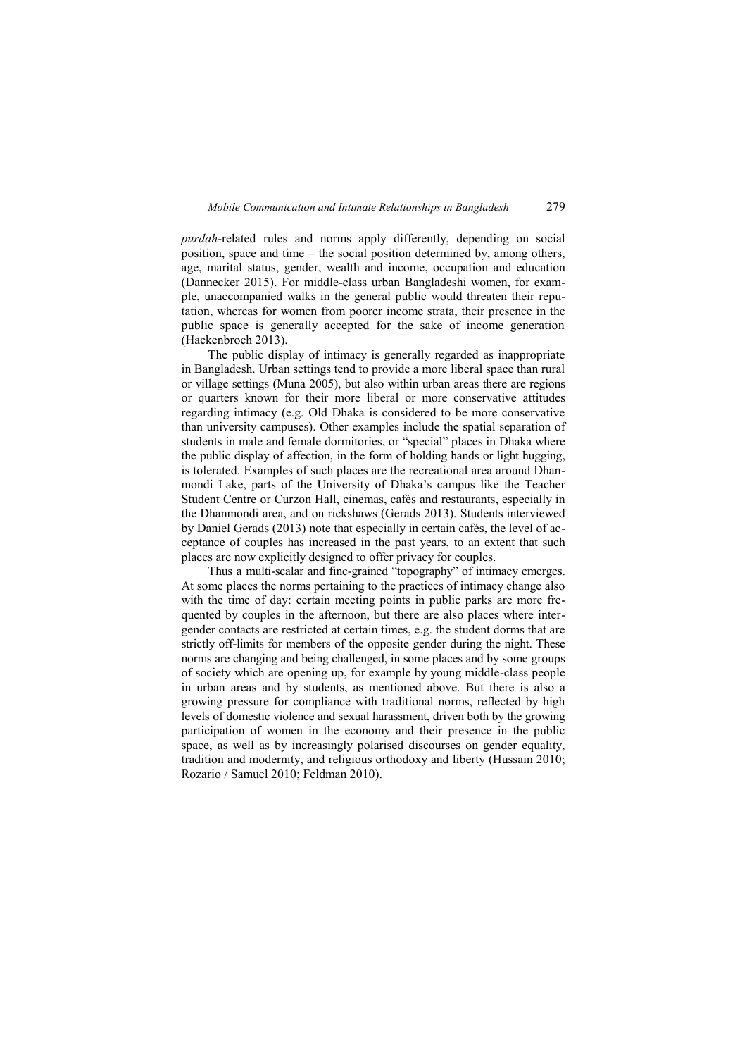*purdah*-related rules and norms apply differently, depending on social position, space and time – the social position determined by, among others, age, marital status, gender, wealth and income, occupation and education (Dannecker 2015). For middle-class urban Bangladeshi women, for example, unaccompanied walks in the general public would threaten their reputation, whereas for women from poorer income strata, their presence in the public space is generally accepted for the sake of income generation (Hackenbroch 2013).

The public display of intimacy is generally regarded as inappropriate in Bangladesh. Urban settings tend to provide a more liberal space than rural or village settings (Muna 2005), but also within urban areas there are regions or quarters known for their more liberal or more conservative attitudes regarding intimacy (e.g. Old Dhaka is considered to be more conservative than university campuses). Other examples include the spatial separation of students in male and female dormitories, or "special" places in Dhaka where the public display of affection, in the form of holding hands or light hugging, is tolerated. Examples of such places are the recreational area around Dhanmondi Lake, parts of the University of Dhaka's campus like the Teacher Student Centre or Curzon Hall, cinemas, cafés and restaurants, especially in the Dhanmondi area, and on rickshaws (Gerads 2013). Students interviewed by Daniel Gerads (2013) note that especially in certain cafés, the level of acceptance of couples has increased in the past years, to an extent that such places are now explicitly designed to offer privacy for couples.

Thus a multi-scalar and fine-grained "topography" of intimacy emerges. At some places the norms pertaining to the practices of intimacy change also with the time of day: certain meeting points in public parks are more frequented by couples in the afternoon, but there are also places where inter-gender contacts are restricted at certain times, e.g. the student dorms that are strictly off-limits for members of the opposite gender during the night. These norms are changing and being challenged, in some places and by some groups of society which are opening up, for example by young middle-class people in urban areas and by students, as mentioned above. But there is also a growing pressure for compliance with traditional norms, reflected by high levels of domestic violence and sexual harassment, driven both by the growing participation of women in the economy and their presence in the public space, as well as by increasingly polarised discourses on gender equality, tradition and modernity, and religious orthodoxy and liberty (Hussain 2010; Rozario / Samuel 2010; Feldman 2010).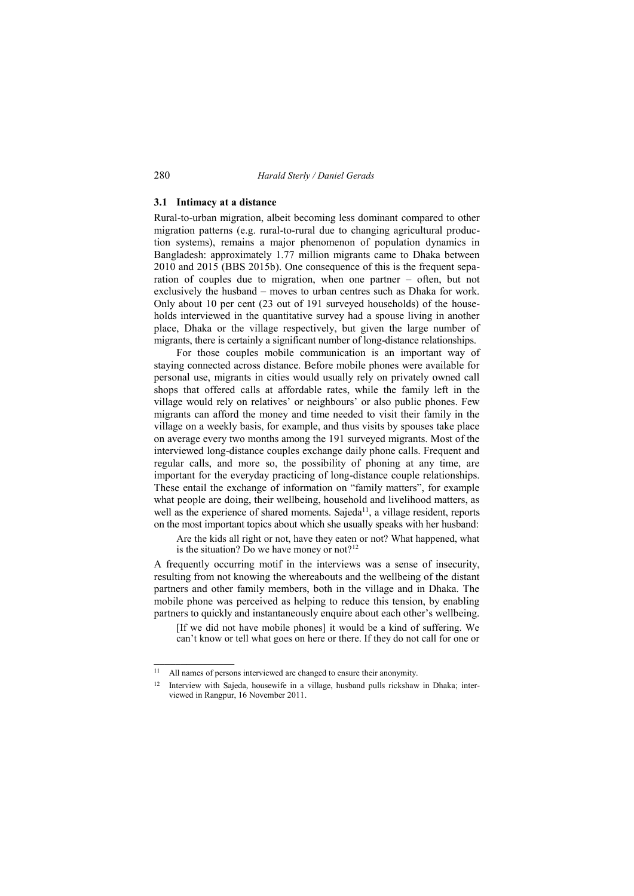### 3.1 Intimacy at a distance

Rural-to-urban migration, albeit becoming less dominant compared to other migration patterns (e.g. rural-to-rural due to changing agricultural production systems), remains a major phenomenon of population dynamics in Bangladesh: approximately 1.77 million migrants came to Dhaka between 2010 and 2015 (BBS 2015b). One consequence of this is the frequent separation of couples due to migration, when one partner – often, but not exclusively the husband – moves to urban centres such as Dhaka for work. Only about 10 per cent (23 out of 191 surveyed households) of the households interviewed in the quantitative survey had a spouse living in another place, Dhaka or the village respectively, but given the large number of migrants, there is certainly a significant number of long-distance relationships.

For those couples mobile communication is an important way of staying connected across distance. Before mobile phones were available for personal use, migrants in cities would usually rely on privately owned call shops that offered calls at affordable rates, while the family left in the village would rely on relatives' or neighbours' or also public phones. Few migrants can afford the money and time needed to visit their family in the village on a weekly basis, for example, and thus visits by spouses take place on average every two months among the 191 surveyed migrants. Most of the interviewed long-distance couples exchange daily phone calls. Frequent and regular calls, and more so, the possibility of phoning at any time, are important for the everyday practicing of long-distance couple relationships. These entail the exchange of information on "family matters", for example what people are doing, their wellbeing, household and livelihood matters, as well as the experience of shared moments. Sajeda[11], a village resident, reports on the most important topics about which she usually speaks with her husband:

> Are the kids all right or not, have they eaten or not? What happened, what is the situation? Do we have money or not?[12]

A frequently occurring motif in the interviews was a sense of insecurity, resulting from not knowing the whereabouts and the wellbeing of the distant partners and other family members, both in the village and in Dhaka. The mobile phone was perceived as helping to reduce this tension, by enabling partners to quickly and instantaneously enquire about each other's wellbeing.

> [If we did not have mobile phones] it would be a kind of suffering. We can't know or tell what goes on here or there. If they do not call for one or

---

[11] All names of persons interviewed are changed to ensure their anonymity.

[12] Interview with Sajeda, housewife in a village, husband pulls rickshaw in Dhaka; interviewed in Rangpur, 16 November 2011.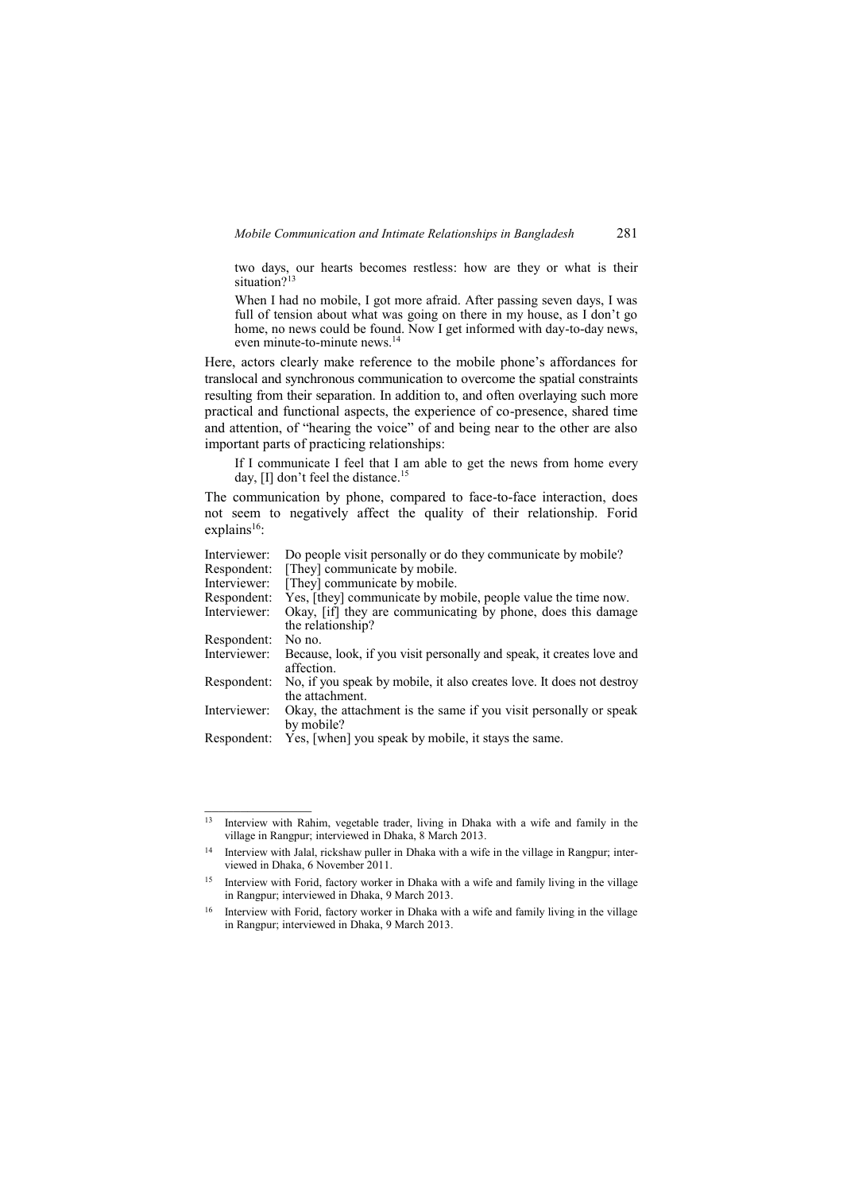> two days, our hearts becomes restless: how are they or what is their situation?[13]

> When I had no mobile, I got more afraid. After passing seven days, I was full of tension about what was going on there in my house, as I don't go home, no news could be found. Now I get informed with day-to-day news, even minute-to-minute news.[14]

Here, actors clearly make reference to the mobile phone's affordances for translocal and synchronous communication to overcome the spatial constraints resulting from their separation. In addition to, and often overlaying such more practical and functional aspects, the experience of co-presence, shared time and attention, of "hearing the voice" of and being near to the other are also important parts of practicing relationships:

> If I communicate I feel that I am able to get the news from home every day, [I] don't feel the distance.[15]

The communication by phone, compared to face-to-face interaction, does not seem to negatively affect the quality of their relationship. Forid explains[16]:

| | |
|---|---|
| Interviewer: | Do people visit personally or do they communicate by mobile? |
| Respondent: | [They] communicate by mobile. |
| Interviewer: | [They] communicate by mobile. |
| Respondent: | Yes, [they] communicate by mobile, people value the time now. |
| Interviewer: | Okay, [if] they are communicating by phone, does this damage the relationship? |
| Respondent: | No no. |
| Interviewer: | Because, look, if you visit personally and speak, it creates love and affection. |
| Respondent: | No, if you speak by mobile, it also creates love. It does not destroy the attachment. |
| Interviewer: | Okay, the attachment is the same if you visit personally or speak by mobile? |
| Respondent: | Yes, [when] you speak by mobile, it stays the same. |

---

[13] Interview with Rahim, vegetable trader, living in Dhaka with a wife and family in the village in Rangpur; interviewed in Dhaka, 8 March 2013.

[14] Interview with Jalal, rickshaw puller in Dhaka with a wife in the village in Rangpur; interviewed in Dhaka, 6 November 2011.

[15] Interview with Forid, factory worker in Dhaka with a wife and family living in the village in Rangpur; interviewed in Dhaka, 9 March 2013.

[16] Interview with Forid, factory worker in Dhaka with a wife and family living in the village in Rangpur; interviewed in Dhaka, 9 March 2013.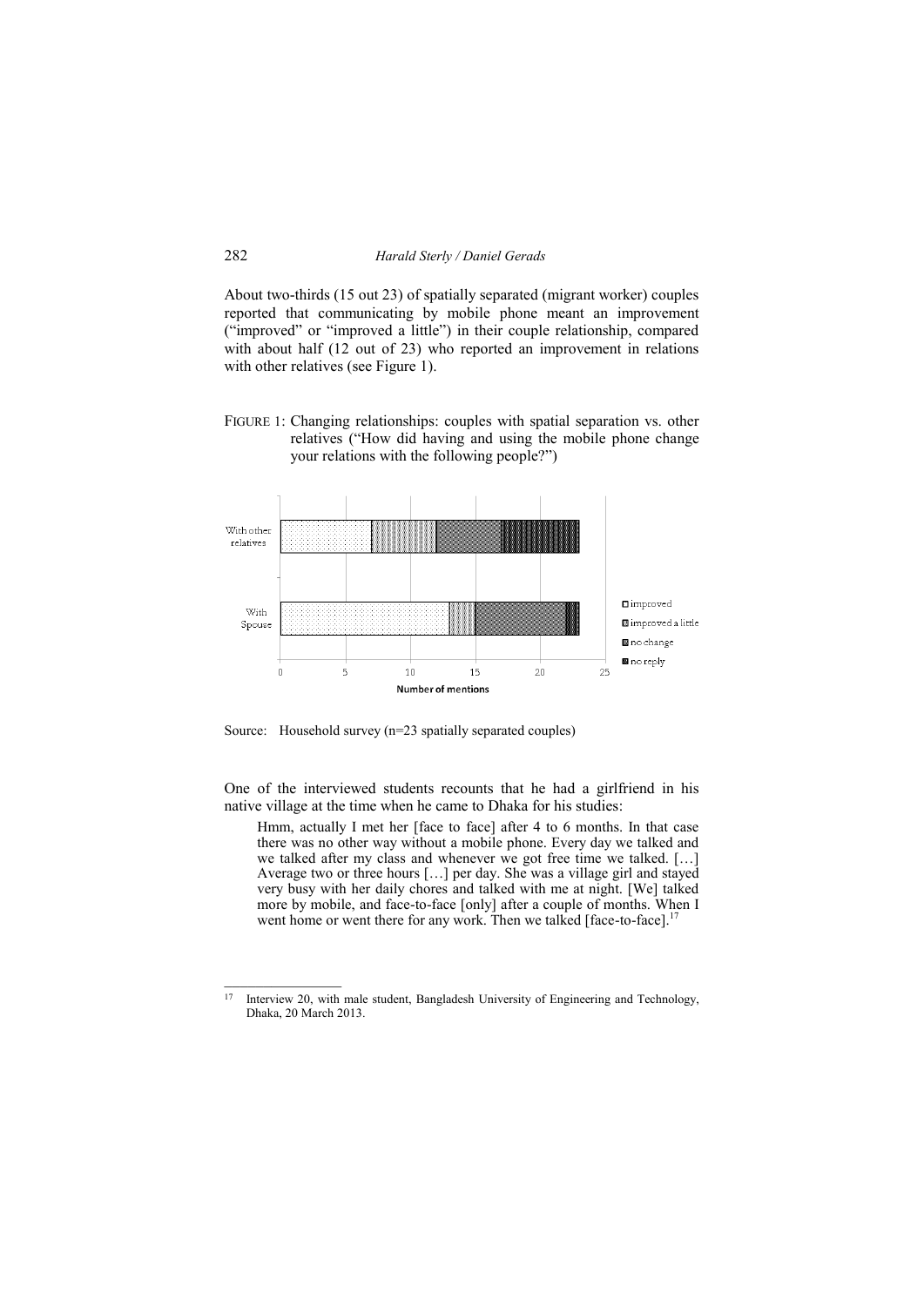About two-thirds (15 out 23) of spatially separated (migrant worker) couples reported that communicating by mobile phone meant an improvement ("improved" or "improved a little") in their couple relationship, compared with about half (12 out of 23) who reported an improvement in relations with other relatives (see Figure 1).

FIGURE 1: Changing relationships: couples with spatial separation vs. other relatives ("How did having and using the mobile phone change your relations with the following people?")

Source: Household survey (n=23 spatially separated couples)

One of the interviewed students recounts that he had a girlfriend in his native village at the time when he came to Dhaka for his studies:

> Hmm, actually I met her [face to face] after 4 to 6 months. In that case there was no other way without a mobile phone. Every day we talked and we talked after my class and whenever we got free time we talked. […] Average two or three hours […] per day. She was a village girl and stayed very busy with her daily chores and talked with me at night. [We] talked more by mobile, and face-to-face [only] after a couple of months. When I went home or went there for any work. Then we talked [face-to-face].[17]

[17] Interview 20, with male student, Bangladesh University of Engineering and Technology, Dhaka, 20 March 2013.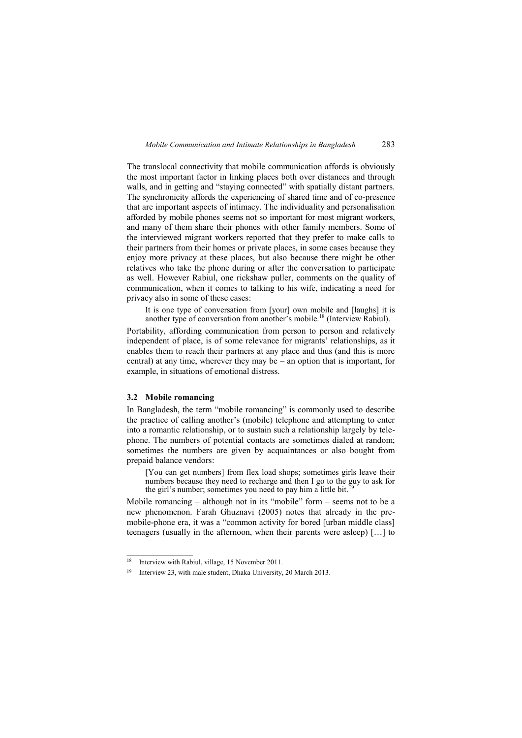The translocal connectivity that mobile communication affords is obviously the most important factor in linking places both over distances and through walls, and in getting and "staying connected" with spatially distant partners. The synchronicity affords the experiencing of shared time and of co-presence that are important aspects of intimacy. The individuality and personalisation afforded by mobile phones seems not so important for most migrant workers, and many of them share their phones with other family members. Some of the interviewed migrant workers reported that they prefer to make calls to their partners from their homes or private places, in some cases because they enjoy more privacy at these places, but also because there might be other relatives who take the phone during or after the conversation to participate as well. However Rabiul, one rickshaw puller, comments on the quality of communication, when it comes to talking to his wife, indicating a need for privacy also in some of these cases:

> It is one type of conversation from [your] own mobile and [laughs] it is another type of conversation from another's mobile.[18] (Interview Rabiul).

Portability, affording communication from person to person and relatively independent of place, is of some relevance for migrants' relationships, as it enables them to reach their partners at any place and thus (and this is more central) at any time, wherever they may be – an option that is important, for example, in situations of emotional distress.

### 3.2 Mobile romancing

In Bangladesh, the term "mobile romancing" is commonly used to describe the practice of calling another's (mobile) telephone and attempting to enter into a romantic relationship, or to sustain such a relationship largely by telephone. The numbers of potential contacts are sometimes dialed at random; sometimes the numbers are given by acquaintances or also bought from prepaid balance vendors:

> [You can get numbers] from flex load shops; sometimes girls leave their numbers because they need to recharge and then I go to the guy to ask for the girl's number; sometimes you need to pay him a little bit.[19]

Mobile romancing – although not in its "mobile" form – seems not to be a new phenomenon. Farah Ghuznavi (2005) notes that already in the pre-mobile-phone era, it was a "common activity for bored [urban middle class] teenagers (usually in the afternoon, when their parents were asleep) […] to

---

[18] Interview with Rabiul, village, 15 November 2011.

[19] Interview 23, with male student, Dhaka University, 20 March 2013.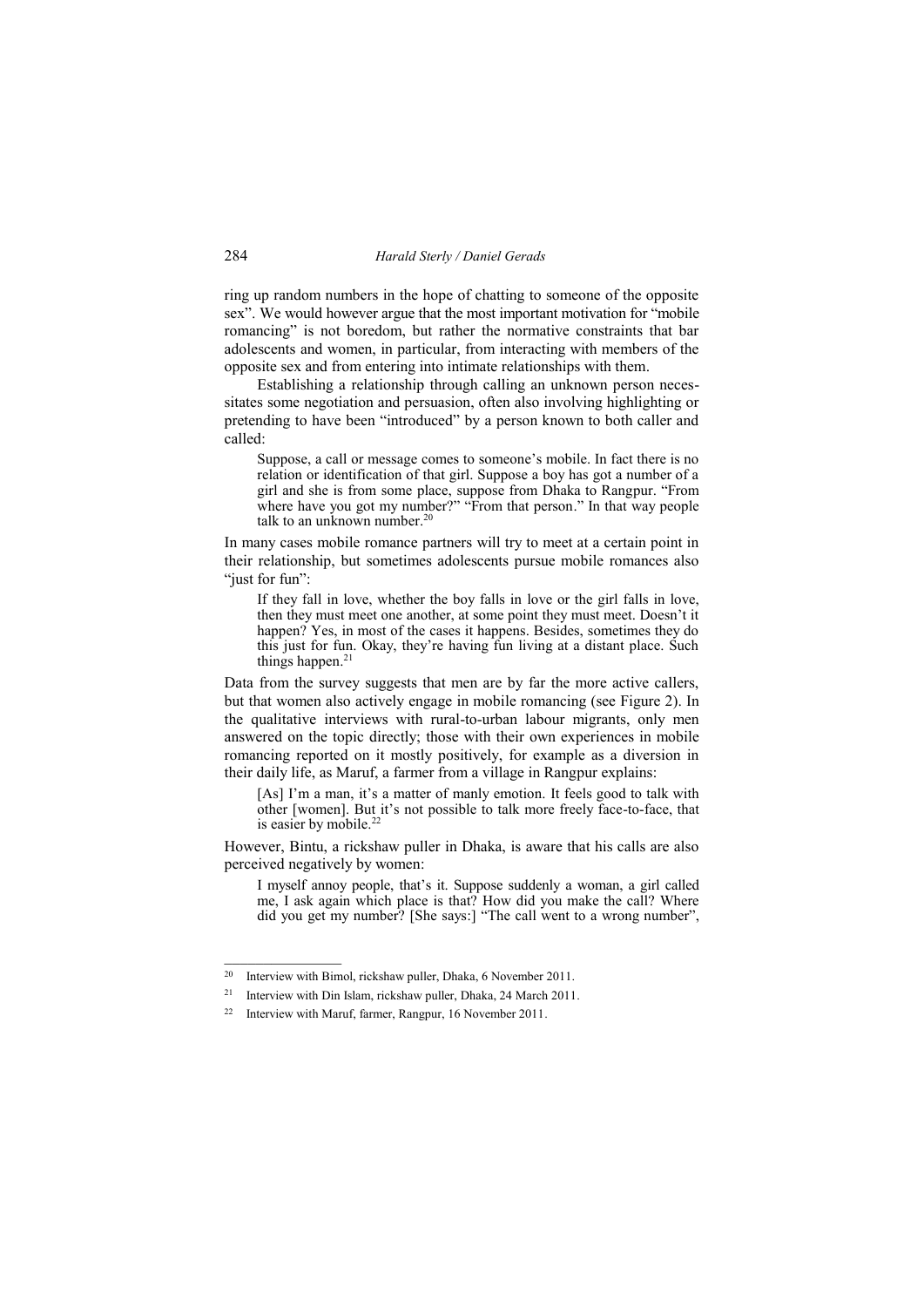ring up random numbers in the hope of chatting to someone of the opposite sex". We would however argue that the most important motivation for "mobile romancing" is not boredom, but rather the normative constraints that bar adolescents and women, in particular, from interacting with members of the opposite sex and from entering into intimate relationships with them.

Establishing a relationship through calling an unknown person necessitates some negotiation and persuasion, often also involving highlighting or pretending to have been "introduced" by a person known to both caller and called:

> Suppose, a call or message comes to someone's mobile. In fact there is no relation or identification of that girl. Suppose a boy has got a number of a girl and she is from some place, suppose from Dhaka to Rangpur. "From where have you got my number?" "From that person." In that way people talk to an unknown number.[20]

In many cases mobile romance partners will try to meet at a certain point in their relationship, but sometimes adolescents pursue mobile romances also "just for fun":

> If they fall in love, whether the boy falls in love or the girl falls in love, then they must meet one another, at some point they must meet. Doesn't it happen? Yes, in most of the cases it happens. Besides, sometimes they do this just for fun. Okay, they're having fun living at a distant place. Such things happen.[21]

Data from the survey suggests that men are by far the more active callers, but that women also actively engage in mobile romancing (see Figure 2). In the qualitative interviews with rural-to-urban labour migrants, only men answered on the topic directly; those with their own experiences in mobile romancing reported on it mostly positively, for example as a diversion in their daily life, as Maruf, a farmer from a village in Rangpur explains:

> [As] I'm a man, it's a matter of manly emotion. It feels good to talk with other [women]. But it's not possible to talk more freely face-to-face, that is easier by mobile.[22]

However, Bintu, a rickshaw puller in Dhaka, is aware that his calls are also perceived negatively by women:

> I myself annoy people, that's it. Suppose suddenly a woman, a girl called me, I ask again which place is that? How did you make the call? Where did you get my number? [She says:] "The call went to a wrong number",

---

[20] Interview with Bimol, rickshaw puller, Dhaka, 6 November 2011.

[21] Interview with Din Islam, rickshaw puller, Dhaka, 24 March 2011.

[22] Interview with Maruf, farmer, Rangpur, 16 November 2011.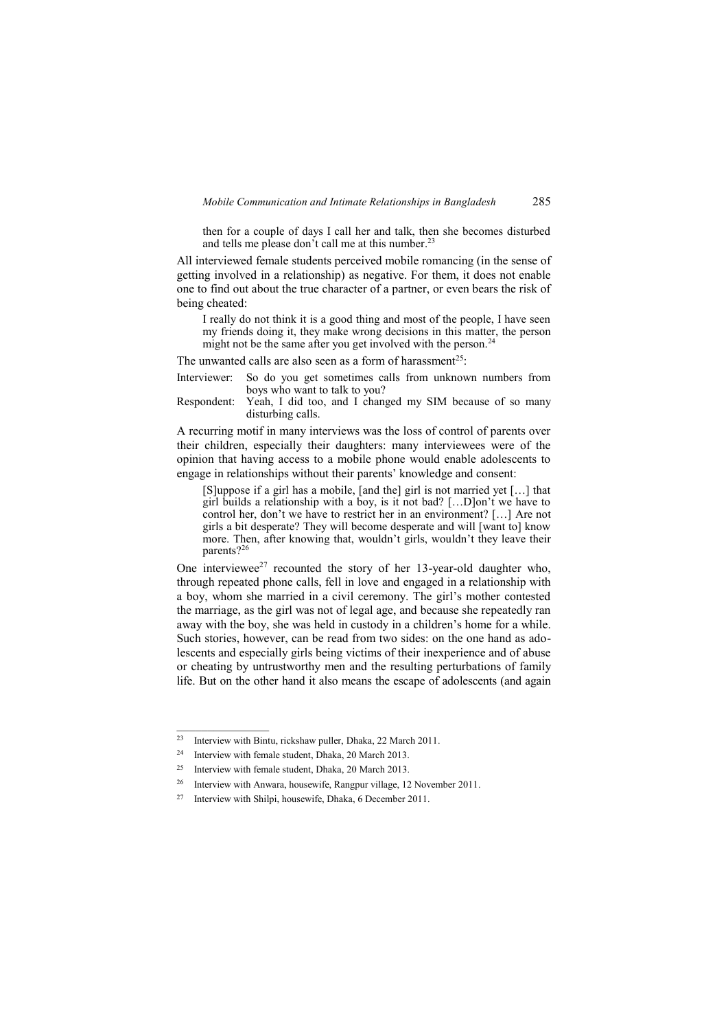> then for a couple of days I call her and talk, then she becomes disturbed and tells me please don't call me at this number.[23]

All interviewed female students perceived mobile romancing (in the sense of getting involved in a relationship) as negative. For them, it does not enable one to find out about the true character of a partner, or even bears the risk of being cheated:

> I really do not think it is a good thing and most of the people, I have seen my friends doing it, they make wrong decisions in this matter, the person might not be the same after you get involved with the person.[24]

The unwanted calls are also seen as a form of harassment[25]:

Interviewer: So do you get sometimes calls from unknown numbers from boys who want to talk to you?

Respondent: Yeah, I did too, and I changed my SIM because of so many disturbing calls.

A recurring motif in many interviews was the loss of control of parents over their children, especially their daughters: many interviewees were of the opinion that having access to a mobile phone would enable adolescents to engage in relationships without their parents' knowledge and consent:

> [S]uppose if a girl has a mobile, [and the] girl is not married yet […] that girl builds a relationship with a boy, is it not bad? […D]on't we have to control her, don't we have to restrict her in an environment? […] Are not girls a bit desperate? They will become desperate and will [want to] know more. Then, after knowing that, wouldn't girls, wouldn't they leave their parents?[26]

One interviewee[27] recounted the story of her 13-year-old daughter who, through repeated phone calls, fell in love and engaged in a relationship with a boy, whom she married in a civil ceremony. The girl's mother contested the marriage, as the girl was not of legal age, and because she repeatedly ran away with the boy, she was held in custody in a children's home for a while. Such stories, however, can be read from two sides: on the one hand as adolescents and especially girls being victims of their inexperience and of abuse or cheating by untrustworthy men and the resulting perturbations of family life. But on the other hand it also means the escape of adolescents (and again

---

[23] Interview with Bintu, rickshaw puller, Dhaka, 22 March 2011.

[24] Interview with female student, Dhaka, 20 March 2013.

[25] Interview with female student, Dhaka, 20 March 2013.

[26] Interview with Anwara, housewife, Rangpur village, 12 November 2011.

[27] Interview with Shilpi, housewife, Dhaka, 6 December 2011.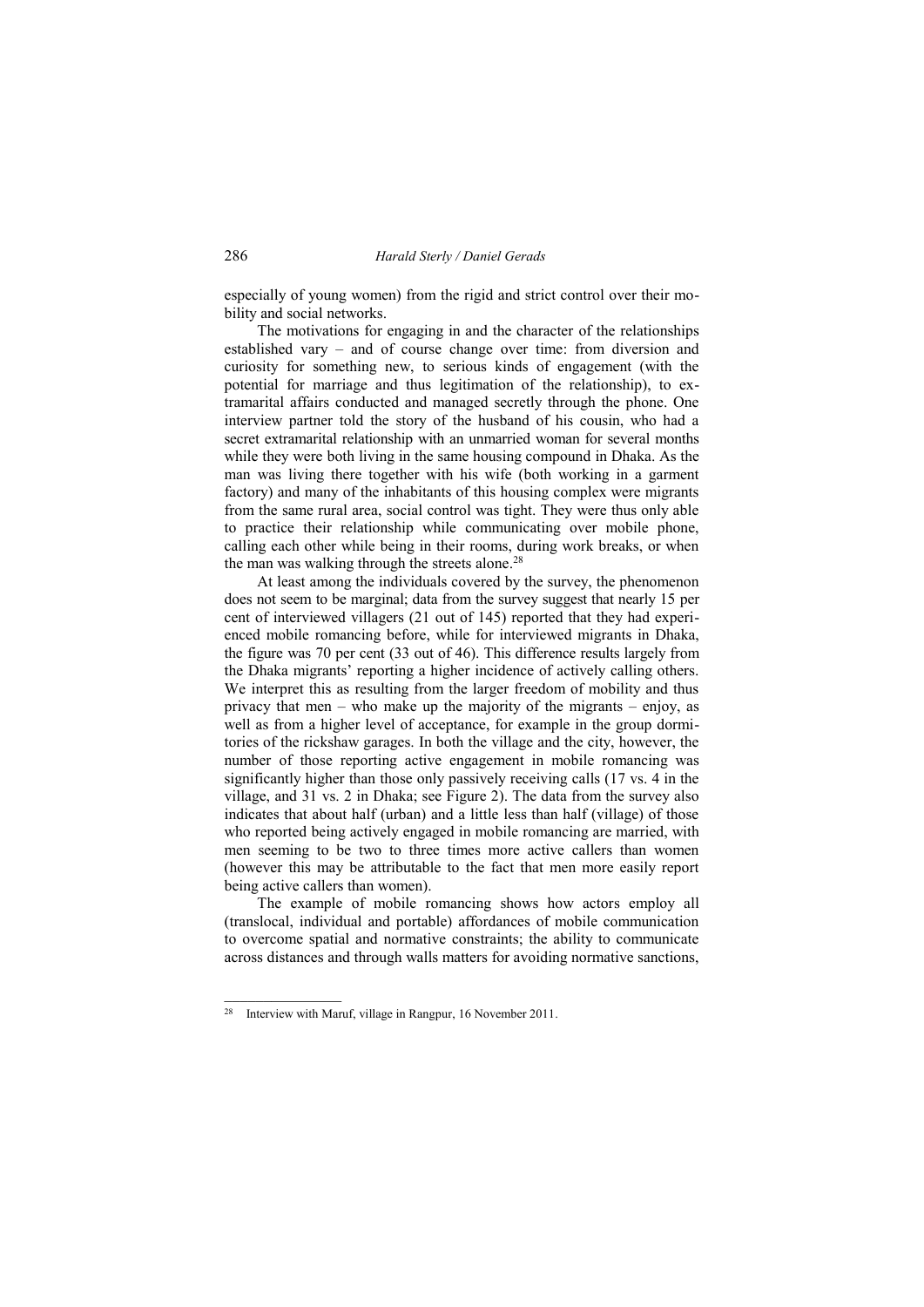especially of young women) from the rigid and strict control over their mobility and social networks.

The motivations for engaging in and the character of the relationships established vary – and of course change over time: from diversion and curiosity for something new, to serious kinds of engagement (with the potential for marriage and thus legitimation of the relationship), to extramarital affairs conducted and managed secretly through the phone. One interview partner told the story of the husband of his cousin, who had a secret extramarital relationship with an unmarried woman for several months while they were both living in the same housing compound in Dhaka. As the man was living there together with his wife (both working in a garment factory) and many of the inhabitants of this housing complex were migrants from the same rural area, social control was tight. They were thus only able to practice their relationship while communicating over mobile phone, calling each other while being in their rooms, during work breaks, or when the man was walking through the streets alone.[28]

At least among the individuals covered by the survey, the phenomenon does not seem to be marginal; data from the survey suggest that nearly 15 per cent of interviewed villagers (21 out of 145) reported that they had experienced mobile romancing before, while for interviewed migrants in Dhaka, the figure was 70 per cent (33 out of 46). This difference results largely from the Dhaka migrants' reporting a higher incidence of actively calling others. We interpret this as resulting from the larger freedom of mobility and thus privacy that men – who make up the majority of the migrants – enjoy, as well as from a higher level of acceptance, for example in the group dormitories of the rickshaw garages. In both the village and the city, however, the number of those reporting active engagement in mobile romancing was significantly higher than those only passively receiving calls (17 vs. 4 in the village, and 31 vs. 2 in Dhaka; see Figure 2). The data from the survey also indicates that about half (urban) and a little less than half (village) of those who reported being actively engaged in mobile romancing are married, with men seeming to be two to three times more active callers than women (however this may be attributable to the fact that men more easily report being active callers than women).

The example of mobile romancing shows how actors employ all (translocal, individual and portable) affordances of mobile communication to overcome spatial and normative constraints; the ability to communicate across distances and through walls matters for avoiding normative sanctions,

[28] Interview with Maruf, village in Rangpur, 16 November 2011.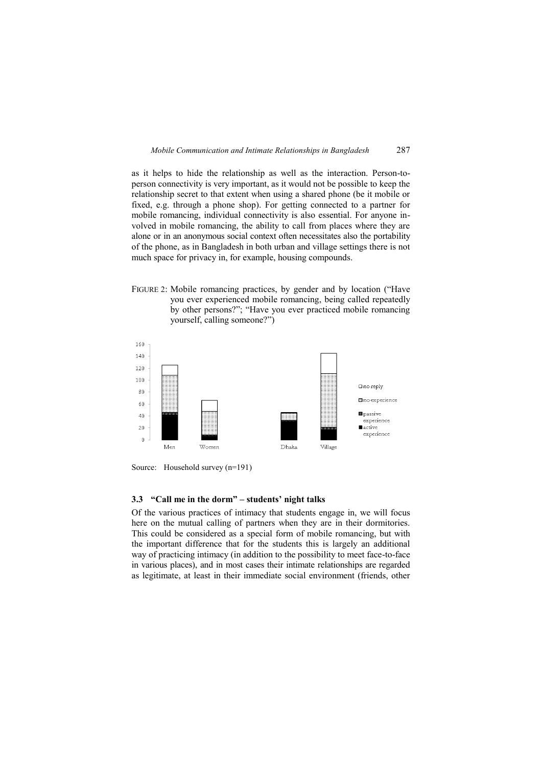as it helps to hide the relationship as well as the interaction. Person-to-person connectivity is very important, as it would not be possible to keep the relationship secret to that extent when using a shared phone (be it mobile or fixed, e.g. through a phone shop). For getting connected to a partner for mobile romancing, individual connectivity is also essential. For anyone involved in mobile romancing, the ability to call from places where they are alone or in an anonymous social context often necessitates also the portability of the phone, as in Bangladesh in both urban and village settings there is not much space for privacy in, for example, housing compounds.

FIGURE 2: Mobile romancing practices, by gender and by location ("Have you ever experienced mobile romancing, being called repeatedly by other persons?"; "Have you ever practiced mobile romancing yourself, calling someone?")

Source: Household survey (n=191)

### 3.3 "Call me in the dorm" – students' night talks

Of the various practices of intimacy that students engage in, we will focus here on the mutual calling of partners when they are in their dormitories. This could be considered as a special form of mobile romancing, but with the important difference that for the students this is largely an additional way of practicing intimacy (in addition to the possibility to meet face-to-face in various places), and in most cases their intimate relationships are regarded as legitimate, at least in their immediate social environment (friends, other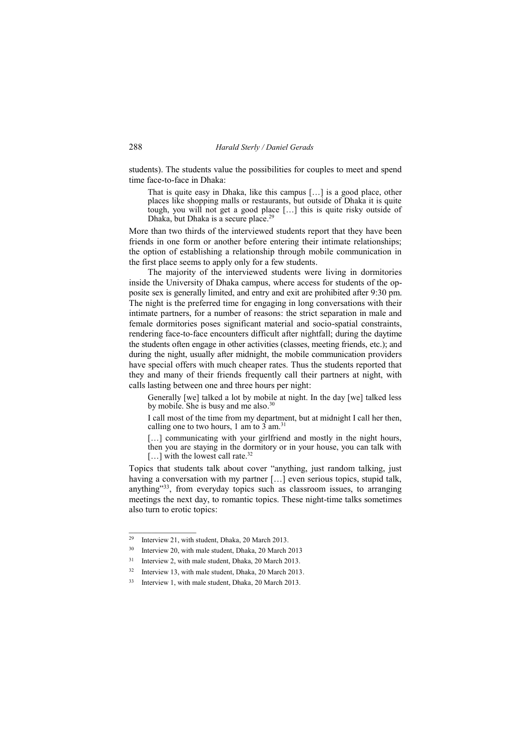students). The students value the possibilities for couples to meet and spend time face-to-face in Dhaka:

> That is quite easy in Dhaka, like this campus […] is a good place, other places like shopping malls or restaurants, but outside of Dhaka it is quite tough, you will not get a good place […] this is quite risky outside of Dhaka, but Dhaka is a secure place.[29]

More than two thirds of the interviewed students report that they have been friends in one form or another before entering their intimate relationships; the option of establishing a relationship through mobile communication in the first place seems to apply only for a few students.

The majority of the interviewed students were living in dormitories inside the University of Dhaka campus, where access for students of the opposite sex is generally limited, and entry and exit are prohibited after 9:30 pm. The night is the preferred time for engaging in long conversations with their intimate partners, for a number of reasons: the strict separation in male and female dormitories poses significant material and socio-spatial constraints, rendering face-to-face encounters difficult after nightfall; during the daytime the students often engage in other activities (classes, meeting friends, etc.); and during the night, usually after midnight, the mobile communication providers have special offers with much cheaper rates. Thus the students reported that they and many of their friends frequently call their partners at night, with calls lasting between one and three hours per night:

> Generally [we] talked a lot by mobile at night. In the day [we] talked less by mobile. She is busy and me also.[30]

> I call most of the time from my department, but at midnight I call her then, calling one to two hours, 1 am to 3 am.[31]

> […] communicating with your girlfriend and mostly in the night hours, then you are staying in the dormitory or in your house, you can talk with […] with the lowest call rate.[32]

Topics that students talk about cover "anything, just random talking, just having a conversation with my partner […] even serious topics, stupid talk, anything"[33], from everyday topics such as classroom issues, to arranging meetings the next day, to romantic topics. These night-time talks sometimes also turn to erotic topics:

---

29 Interview 21, with student, Dhaka, 20 March 2013.

30 Interview 20, with male student, Dhaka, 20 March 2013

31 Interview 2, with male student, Dhaka, 20 March 2013.

32 Interview 13, with male student, Dhaka, 20 March 2013.

33 Interview 1, with male student, Dhaka, 20 March 2013.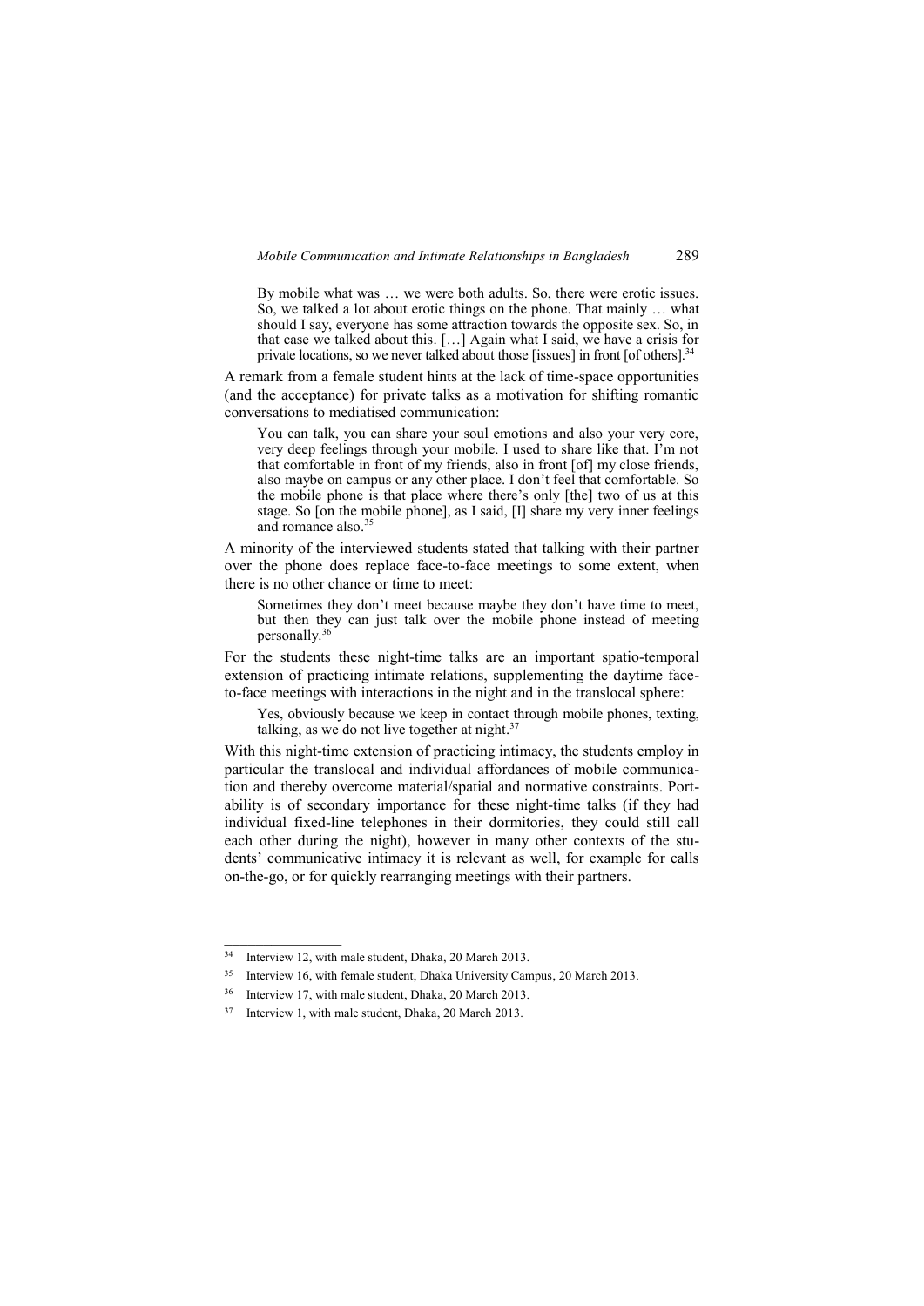> By mobile what was … we were both adults. So, there were erotic issues. So, we talked a lot about erotic things on the phone. That mainly … what should I say, everyone has some attraction towards the opposite sex. So, in that case we talked about this. […] Again what I said, we have a crisis for private locations, so we never talked about those [issues] in front [of others].[34]

A remark from a female student hints at the lack of time-space opportunities (and the acceptance) for private talks as a motivation for shifting romantic conversations to mediatised communication:

> You can talk, you can share your soul emotions and also your very core, very deep feelings through your mobile. I used to share like that. I'm not that comfortable in front of my friends, also in front [of] my close friends, also maybe on campus or any other place. I don't feel that comfortable. So the mobile phone is that place where there's only [the] two of us at this stage. So [on the mobile phone], as I said, [I] share my very inner feelings and romance also.[35]

A minority of the interviewed students stated that talking with their partner over the phone does replace face-to-face meetings to some extent, when there is no other chance or time to meet:

> Sometimes they don't meet because maybe they don't have time to meet, but then they can just talk over the mobile phone instead of meeting personally.[36]

For the students these night-time talks are an important spatio-temporal extension of practicing intimate relations, supplementing the daytime face-to-face meetings with interactions in the night and in the translocal sphere:

> Yes, obviously because we keep in contact through mobile phones, texting, talking, as we do not live together at night.[37]

With this night-time extension of practicing intimacy, the students employ in particular the translocal and individual affordances of mobile communication and thereby overcome material/spatial and normative constraints. Portability is of secondary importance for these night-time talks (if they had individual fixed-line telephones in their dormitories, they could still call each other during the night), however in many other contexts of the students' communicative intimacy it is relevant as well, for example for calls on-the-go, or for quickly rearranging meetings with their partners.

---

[34] Interview 12, with male student, Dhaka, 20 March 2013.

[35] Interview 16, with female student, Dhaka University Campus, 20 March 2013.

[36] Interview 17, with male student, Dhaka, 20 March 2013.

[37] Interview 1, with male student, Dhaka, 20 March 2013.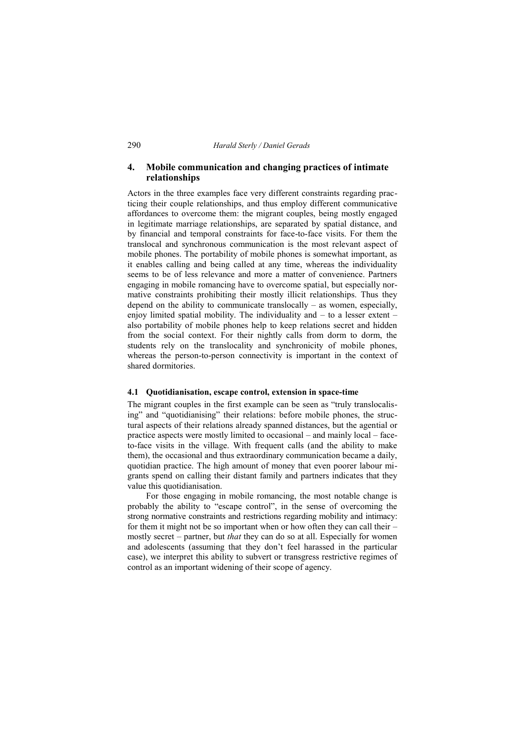## 4. Mobile communication and changing practices of intimate relationships

Actors in the three examples face very different constraints regarding practicing their couple relationships, and thus employ different communicative affordances to overcome them: the migrant couples, being mostly engaged in legitimate marriage relationships, are separated by spatial distance, and by financial and temporal constraints for face-to-face visits. For them the translocal and synchronous communication is the most relevant aspect of mobile phones. The portability of mobile phones is somewhat important, as it enables calling and being called at any time, whereas the individuality seems to be of less relevance and more a matter of convenience. Partners engaging in mobile romancing have to overcome spatial, but especially normative constraints prohibiting their mostly illicit relationships. Thus they depend on the ability to communicate translocally – as women, especially, enjoy limited spatial mobility. The individuality and – to a lesser extent – also portability of mobile phones help to keep relations secret and hidden from the social context. For their nightly calls from dorm to dorm, the students rely on the translocality and synchronicity of mobile phones, whereas the person-to-person connectivity is important in the context of shared dormitories.

### 4.1 Quotidianisation, escape control, extension in space-time

The migrant couples in the first example can be seen as "truly translocalising" and "quotidianising" their relations: before mobile phones, the structural aspects of their relations already spanned distances, but the agential or practice aspects were mostly limited to occasional – and mainly local – face-to-face visits in the village. With frequent calls (and the ability to make them), the occasional and thus extraordinary communication became a daily, quotidian practice. The high amount of money that even poorer labour migrants spend on calling their distant family and partners indicates that they value this quotidianisation.

For those engaging in mobile romancing, the most notable change is probably the ability to "escape control", in the sense of overcoming the strong normative constraints and restrictions regarding mobility and intimacy: for them it might not be so important when or how often they can call their – mostly secret – partner, but *that* they can do so at all. Especially for women and adolescents (assuming that they don't feel harassed in the particular case), we interpret this ability to subvert or transgress restrictive regimes of control as an important widening of their scope of agency.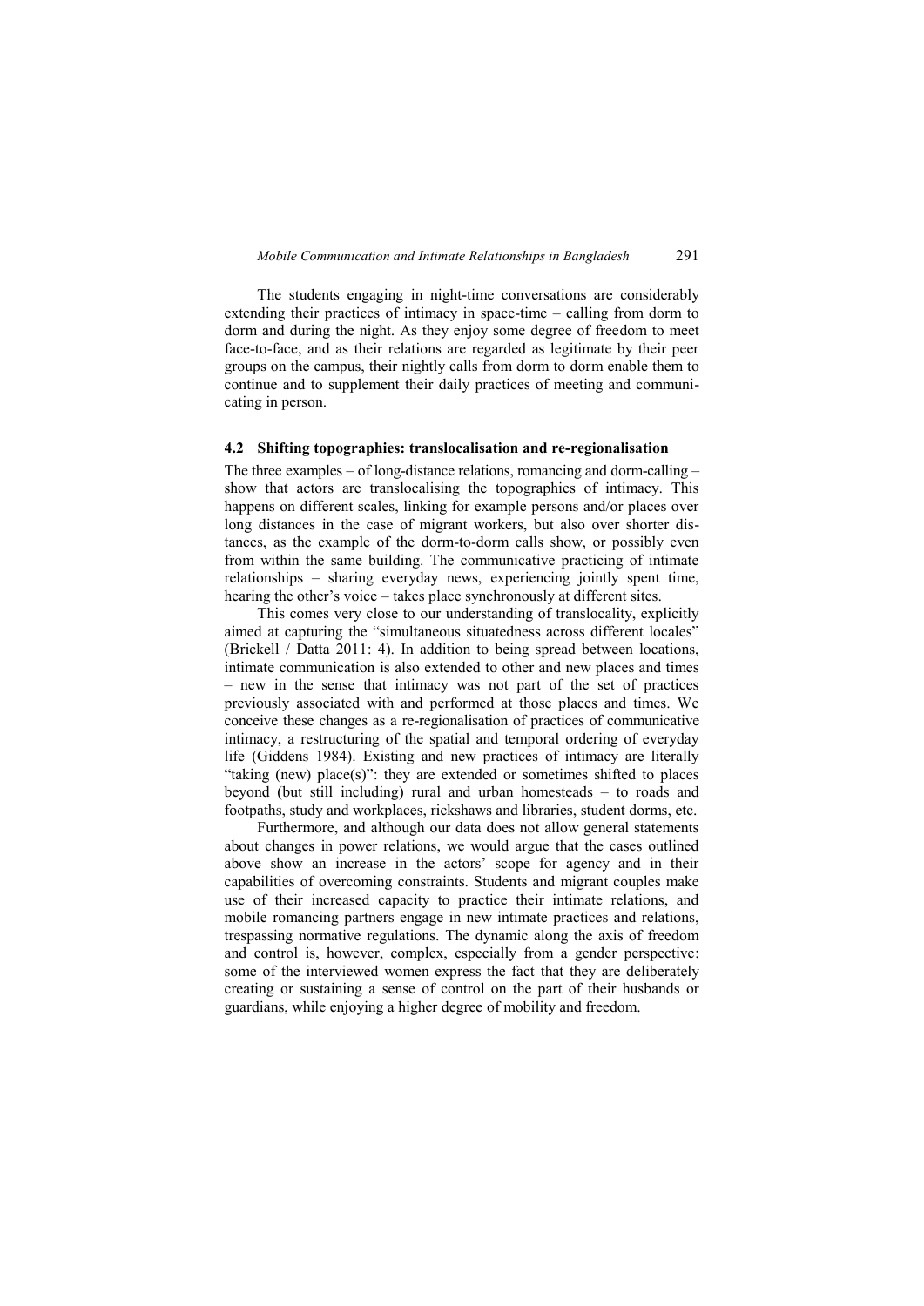The students engaging in night-time conversations are considerably extending their practices of intimacy in space-time – calling from dorm to dorm and during the night. As they enjoy some degree of freedom to meet face-to-face, and as their relations are regarded as legitimate by their peer groups on the campus, their nightly calls from dorm to dorm enable them to continue and to supplement their daily practices of meeting and communicating in person.

### 4.2 Shifting topographies: translocalisation and re-regionalisation

The three examples – of long-distance relations, romancing and dorm-calling – show that actors are translocalising the topographies of intimacy. This happens on different scales, linking for example persons and/or places over long distances in the case of migrant workers, but also over shorter distances, as the example of the dorm-to-dorm calls show, or possibly even from within the same building. The communicative practicing of intimate relationships – sharing everyday news, experiencing jointly spent time, hearing the other's voice – takes place synchronously at different sites.

This comes very close to our understanding of translocality, explicitly aimed at capturing the "simultaneous situatedness across different locales" (Brickell / Datta 2011: 4). In addition to being spread between locations, intimate communication is also extended to other and new places and times – new in the sense that intimacy was not part of the set of practices previously associated with and performed at those places and times. We conceive these changes as a re-regionalisation of practices of communicative intimacy, a restructuring of the spatial and temporal ordering of everyday life (Giddens 1984). Existing and new practices of intimacy are literally "taking (new) place(s)": they are extended or sometimes shifted to places beyond (but still including) rural and urban homesteads – to roads and footpaths, study and workplaces, rickshaws and libraries, student dorms, etc.

Furthermore, and although our data does not allow general statements about changes in power relations, we would argue that the cases outlined above show an increase in the actors' scope for agency and in their capabilities of overcoming constraints. Students and migrant couples make use of their increased capacity to practice their intimate relations, and mobile romancing partners engage in new intimate practices and relations, trespassing normative regulations. The dynamic along the axis of freedom and control is, however, complex, especially from a gender perspective: some of the interviewed women express the fact that they are deliberately creating or sustaining a sense of control on the part of their husbands or guardians, while enjoying a higher degree of mobility and freedom.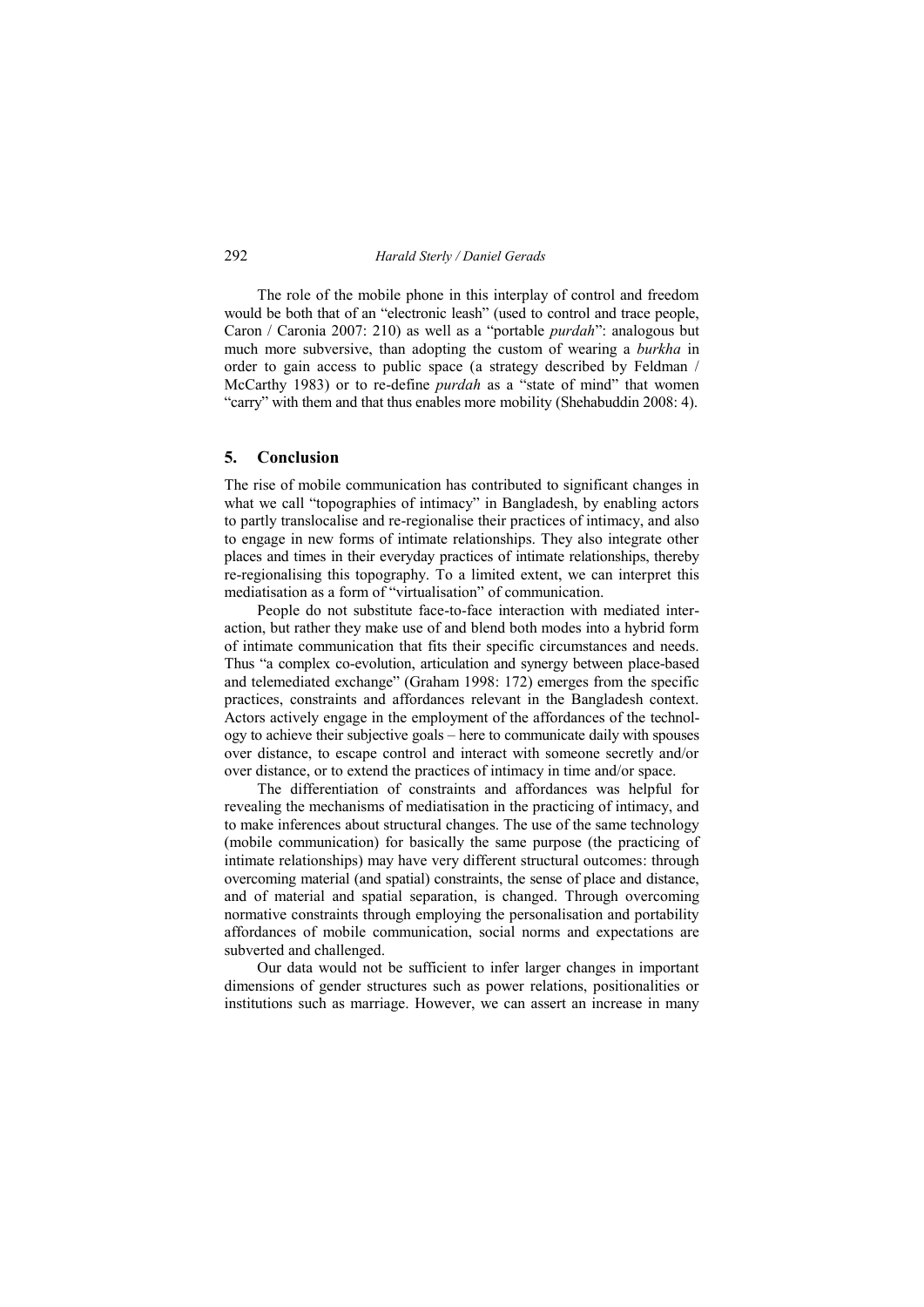The role of the mobile phone in this interplay of control and freedom would be both that of an "electronic leash" (used to control and trace people, Caron / Caronia 2007: 210) as well as a "portable *purdah*": analogous but much more subversive, than adopting the custom of wearing a *burkha* in order to gain access to public space (a strategy described by Feldman / McCarthy 1983) or to re-define *purdah* as a "state of mind" that women "carry" with them and that thus enables more mobility (Shehabuddin 2008: 4).

## 5. Conclusion

The rise of mobile communication has contributed to significant changes in what we call "topographies of intimacy" in Bangladesh, by enabling actors to partly translocalise and re-regionalise their practices of intimacy, and also to engage in new forms of intimate relationships. They also integrate other places and times in their everyday practices of intimate relationships, thereby re-regionalising this topography. To a limited extent, we can interpret this mediatisation as a form of "virtualisation" of communication.

People do not substitute face-to-face interaction with mediated interaction, but rather they make use of and blend both modes into a hybrid form of intimate communication that fits their specific circumstances and needs. Thus "a complex co-evolution, articulation and synergy between place-based and telemediated exchange" (Graham 1998: 172) emerges from the specific practices, constraints and affordances relevant in the Bangladesh context. Actors actively engage in the employment of the affordances of the technology to achieve their subjective goals – here to communicate daily with spouses over distance, to escape control and interact with someone secretly and/or over distance, or to extend the practices of intimacy in time and/or space.

The differentiation of constraints and affordances was helpful for revealing the mechanisms of mediatisation in the practicing of intimacy, and to make inferences about structural changes. The use of the same technology (mobile communication) for basically the same purpose (the practicing of intimate relationships) may have very different structural outcomes: through overcoming material (and spatial) constraints, the sense of place and distance, and of material and spatial separation, is changed. Through overcoming normative constraints through employing the personalisation and portability affordances of mobile communication, social norms and expectations are subverted and challenged.

Our data would not be sufficient to infer larger changes in important dimensions of gender structures such as power relations, positionalities or institutions such as marriage. However, we can assert an increase in many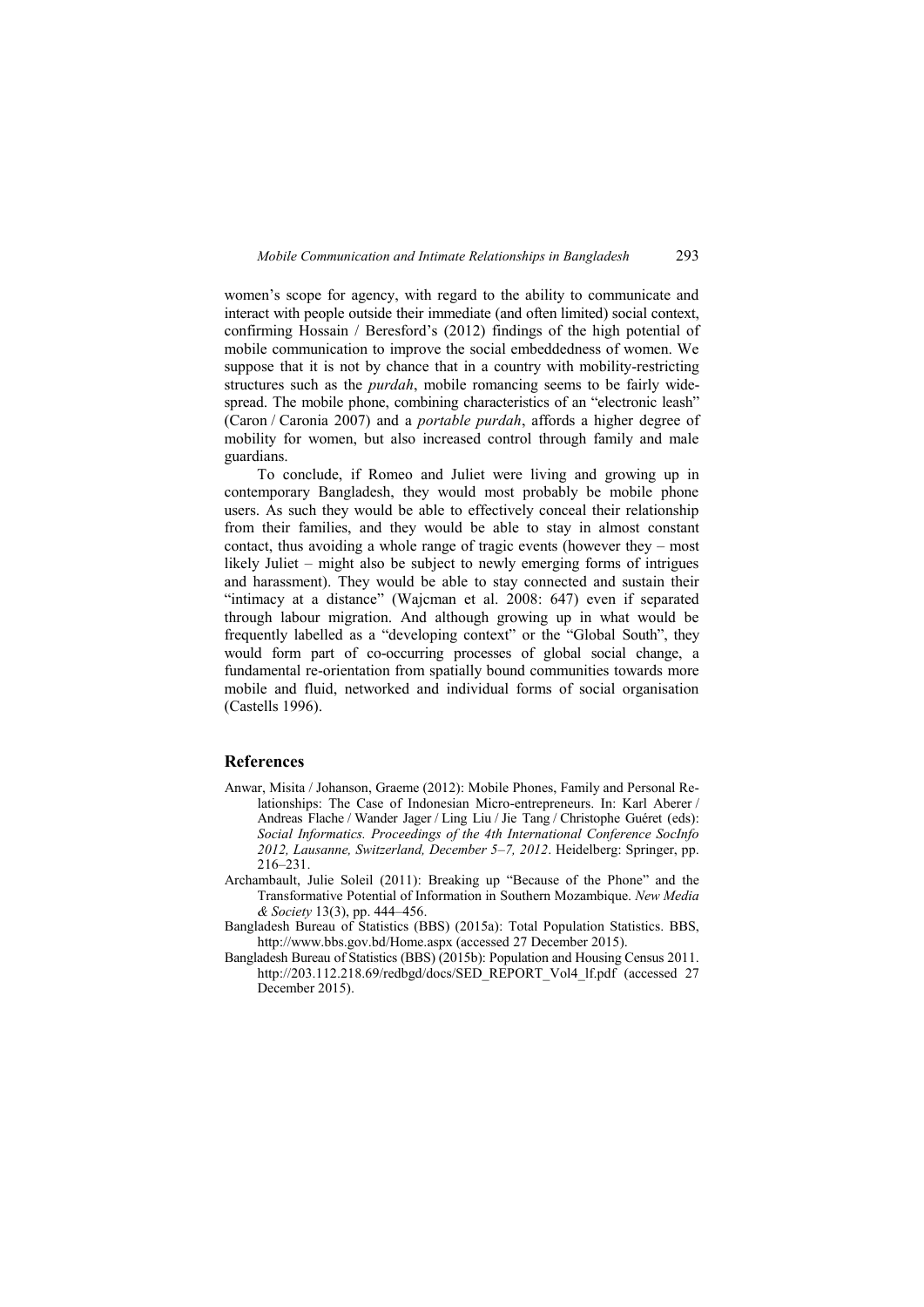women's scope for agency, with regard to the ability to communicate and interact with people outside their immediate (and often limited) social context, confirming Hossain / Beresford's (2012) findings of the high potential of mobile communication to improve the social embeddedness of women. We suppose that it is not by chance that in a country with mobility-restricting structures such as the *purdah*, mobile romancing seems to be fairly widespread. The mobile phone, combining characteristics of an "electronic leash" (Caron / Caronia 2007) and a *portable purdah*, affords a higher degree of mobility for women, but also increased control through family and male guardians.

To conclude, if Romeo and Juliet were living and growing up in contemporary Bangladesh, they would most probably be mobile phone users. As such they would be able to effectively conceal their relationship from their families, and they would be able to stay in almost constant contact, thus avoiding a whole range of tragic events (however they – most likely Juliet – might also be subject to newly emerging forms of intrigues and harassment). They would be able to stay connected and sustain their "intimacy at a distance" (Wajcman et al. 2008: 647) even if separated through labour migration. And although growing up in what would be frequently labelled as a "developing context" or the "Global South", they would form part of co-occurring processes of global social change, a fundamental re-orientation from spatially bound communities towards more mobile and fluid, networked and individual forms of social organisation (Castells 1996).

## References

Anwar, Misita / Johanson, Graeme (2012): Mobile Phones, Family and Personal Relationships: The Case of Indonesian Micro-entrepreneurs. In: Karl Aberer / Andreas Flache / Wander Jager / Ling Liu / Jie Tang / Christophe Guéret (eds): *Social Informatics. Proceedings of the 4th International Conference SocInfo 2012, Lausanne, Switzerland, December 5–7, 2012*. Heidelberg: Springer, pp. 216–231.

Archambault, Julie Soleil (2011): Breaking up "Because of the Phone" and the Transformative Potential of Information in Southern Mozambique. *New Media & Society* 13(3), pp. 444–456.

Bangladesh Bureau of Statistics (BBS) (2015a): Total Population Statistics. BBS, http://www.bbs.gov.bd/Home.aspx (accessed 27 December 2015).

Bangladesh Bureau of Statistics (BBS) (2015b): Population and Housing Census 2011. http://203.112.218.69/redbgd/docs/SED_REPORT_Vol4_lf.pdf (accessed 27 December 2015).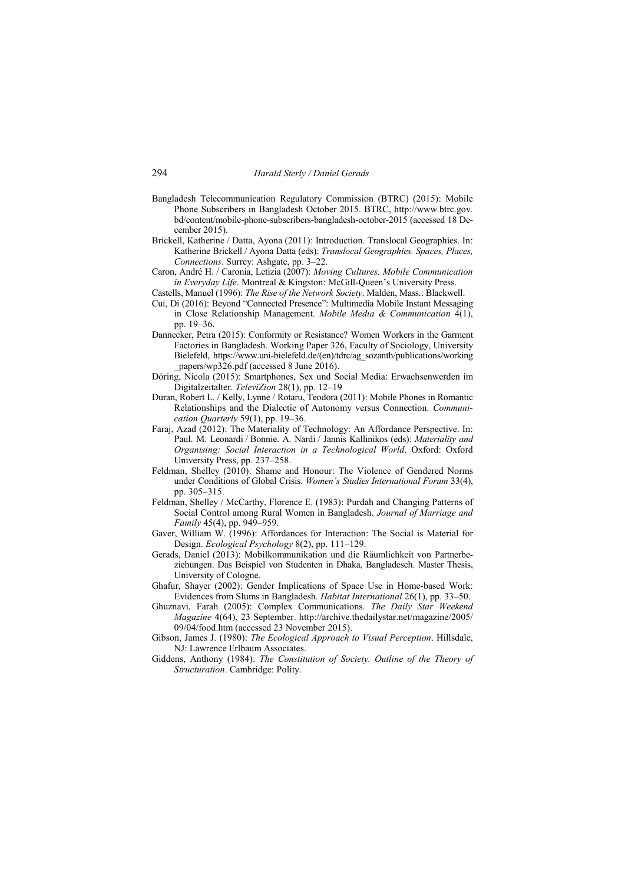Bangladesh Telecommunication Regulatory Commission (BTRC) (2015): Mobile Phone Subscribers in Bangladesh October 2015. BTRC, http://www.btrc.gov.bd/content/mobile-phone-subscribers-bangladesh-october-2015 (accessed 18 December 2015).

Brickell, Katherine / Datta, Ayona (2011): Introduction. Translocal Geographies. In: Katherine Brickell / Ayona Datta (eds): *Translocal Geographies. Spaces, Places, Connections*. Surrey: Ashgate, pp. 3–22.

Caron, André H. / Caronia, Letizia (2007): *Moving Cultures. Mobile Communication in Everyday Life*. Montreal & Kingston: McGill-Queen's University Press.

Castells, Manuel (1996): *The Rise of the Network Society*. Malden, Mass.: Blackwell.

Cui, Di (2016): Beyond "Connected Presence": Multimedia Mobile Instant Messaging in Close Relationship Management. *Mobile Media & Communication* 4(1), pp. 19–36.

Dannecker, Petra (2015): Conformity or Resistance? Women Workers in the Garment Factories in Bangladesh. Working Paper 326, Faculty of Sociology, University Bielefeld, https://www.uni-bielefeld.de/(en)/tdrc/ag_sozanth/publications/working_papers/wp326.pdf (accessed 8 June 2016).

Döring, Nicola (2015): Smartphones, Sex und Social Media: Erwachsenwerden im Digitalzeitalter. *TeleviZion* 28(1), pp. 12–19

Duran, Robert L. / Kelly, Lynne / Rotaru, Teodora (2011): Mobile Phones in Romantic Relationships and the Dialectic of Autonomy versus Connection. *Communication Quarterly* 59(1), pp. 19–36.

Faraj, Azad (2012): The Materiality of Technology: An Affordance Perspective. In: Paul. M. Leonardi / Bonnie. A. Nardi / Jannis Kallinikos (eds): *Materiality and Organising: Social Interaction in a Technological World*. Oxford: Oxford University Press, pp. 237–258.

Feldman, Shelley (2010): Shame and Honour: The Violence of Gendered Norms under Conditions of Global Crisis. *Women's Studies International Forum* 33(4), pp. 305–315.

Feldman, Shelley / McCarthy, Florence E. (1983): Purdah and Changing Patterns of Social Control among Rural Women in Bangladesh. *Journal of Marriage and Family* 45(4), pp. 949–959.

Gaver, William W. (1996): Affordances for Interaction: The Social is Material for Design. *Ecological Psychology* 8(2), pp. 111–129.

Gerads, Daniel (2013): Mobilkommunikation und die Räumlichkeit von Partnerbeziehungen. Das Beispiel von Studenten in Dhaka, Bangladesch. Master Thesis, University of Cologne.

Ghafur, Shayer (2002): Gender Implications of Space Use in Home-based Work: Evidences from Slums in Bangladesh. *Habitat International* 26(1), pp. 33–50.

Ghuznavi, Farah (2005): Complex Communications. *The Daily Star Weekend Magazine* 4(64), 23 September. http://archive.thedailystar.net/magazine/2005/09/04/food.htm (accessed 23 November 2015).

Gibson, James J. (1980): *The Ecological Approach to Visual Perception*. Hillsdale, NJ: Lawrence Erlbaum Associates.

Giddens, Anthony (1984): *The Constitution of Society. Outline of the Theory of Structuration*. Cambridge: Polity.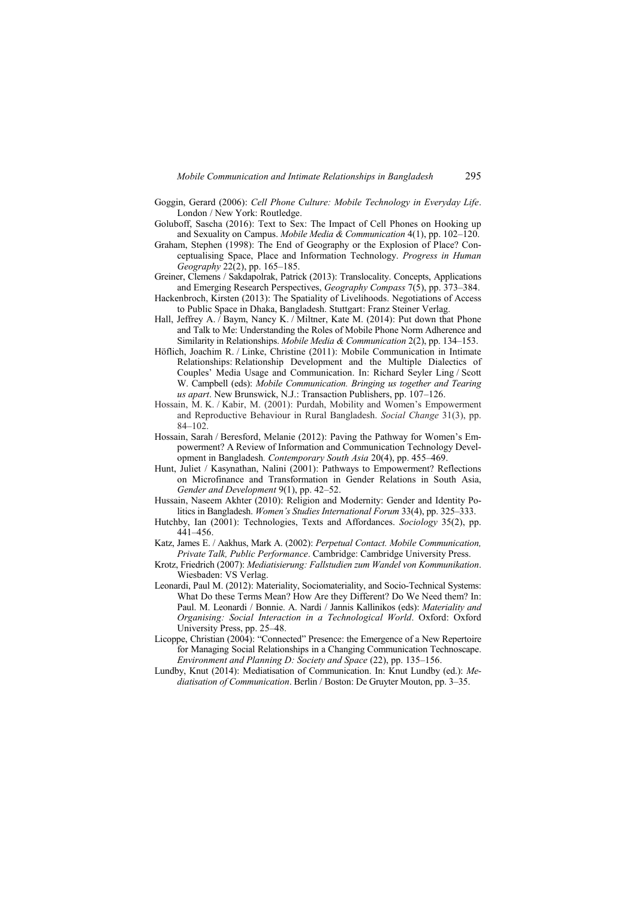Goggin, Gerard (2006): *Cell Phone Culture: Mobile Technology in Everyday Life*. London / New York: Routledge.

Goluboff, Sascha (2016): Text to Sex: The Impact of Cell Phones on Hooking up and Sexuality on Campus. *Mobile Media & Communication* 4(1), pp. 102–120.

Graham, Stephen (1998): The End of Geography or the Explosion of Place? Conceptualising Space, Place and Information Technology. *Progress in Human Geography* 22(2), pp. 165–185.

Greiner, Clemens / Sakdapolrak, Patrick (2013): Translocality. Concepts, Applications and Emerging Research Perspectives, *Geography Compass* 7(5), pp. 373–384.

Hackenbroch, Kirsten (2013): The Spatiality of Livelihoods. Negotiations of Access to Public Space in Dhaka, Bangladesh. Stuttgart: Franz Steiner Verlag.

Hall, Jeffrey A. / Baym, Nancy K. / Miltner, Kate M. (2014): Put down that Phone and Talk to Me: Understanding the Roles of Mobile Phone Norm Adherence and Similarity in Relationships. *Mobile Media & Communication* 2(2), pp. 134–153.

Höflich, Joachim R. / Linke, Christine (2011): Mobile Communication in Intimate Relationships: Relationship Development and the Multiple Dialectics of Couples' Media Usage and Communication. In: Richard Seyler Ling / Scott W. Campbell (eds): *Mobile Communication. Bringing us together and Tearing us apart*. New Brunswick, N.J.: Transaction Publishers, pp. 107–126.

Hossain, M. K. / Kabir, M. (2001): Purdah, Mobility and Women's Empowerment and Reproductive Behaviour in Rural Bangladesh. *Social Change* 31(3), pp. 84–102.

Hossain, Sarah / Beresford, Melanie (2012): Paving the Pathway for Women's Empowerment? A Review of Information and Communication Technology Development in Bangladesh. *Contemporary South Asia* 20(4), pp. 455–469.

Hunt, Juliet / Kasynathan, Nalini (2001): Pathways to Empowerment? Reflections on Microfinance and Transformation in Gender Relations in South Asia, *Gender and Development* 9(1), pp. 42–52.

Hussain, Naseem Akhter (2010): Religion and Modernity: Gender and Identity Politics in Bangladesh. *Women's Studies International Forum* 33(4), pp. 325–333.

Hutchby, Ian (2001): Technologies, Texts and Affordances. *Sociology* 35(2), pp. 441–456.

Katz, James E. / Aakhus, Mark A. (2002): *Perpetual Contact. Mobile Communication, Private Talk, Public Performance*. Cambridge: Cambridge University Press.

Krotz, Friedrich (2007): *Mediatisierung: Fallstudien zum Wandel von Kommunikation*. Wiesbaden: VS Verlag.

Leonardi, Paul M. (2012): Materiality, Sociomateriality, and Socio-Technical Systems: What Do these Terms Mean? How Are they Different? Do We Need them? In: Paul. M. Leonardi / Bonnie. A. Nardi / Jannis Kallinikos (eds): *Materiality and Organising: Social Interaction in a Technological World*. Oxford: Oxford University Press, pp. 25–48.

Licoppe, Christian (2004): "Connected" Presence: the Emergence of a New Repertoire for Managing Social Relationships in a Changing Communication Technoscape. *Environment and Planning D: Society and Space* (22), pp. 135–156.

Lundby, Knut (2014): Mediatisation of Communication. In: Knut Lundby (ed.): *Mediatisation of Communication*. Berlin / Boston: De Gruyter Mouton, pp. 3–35.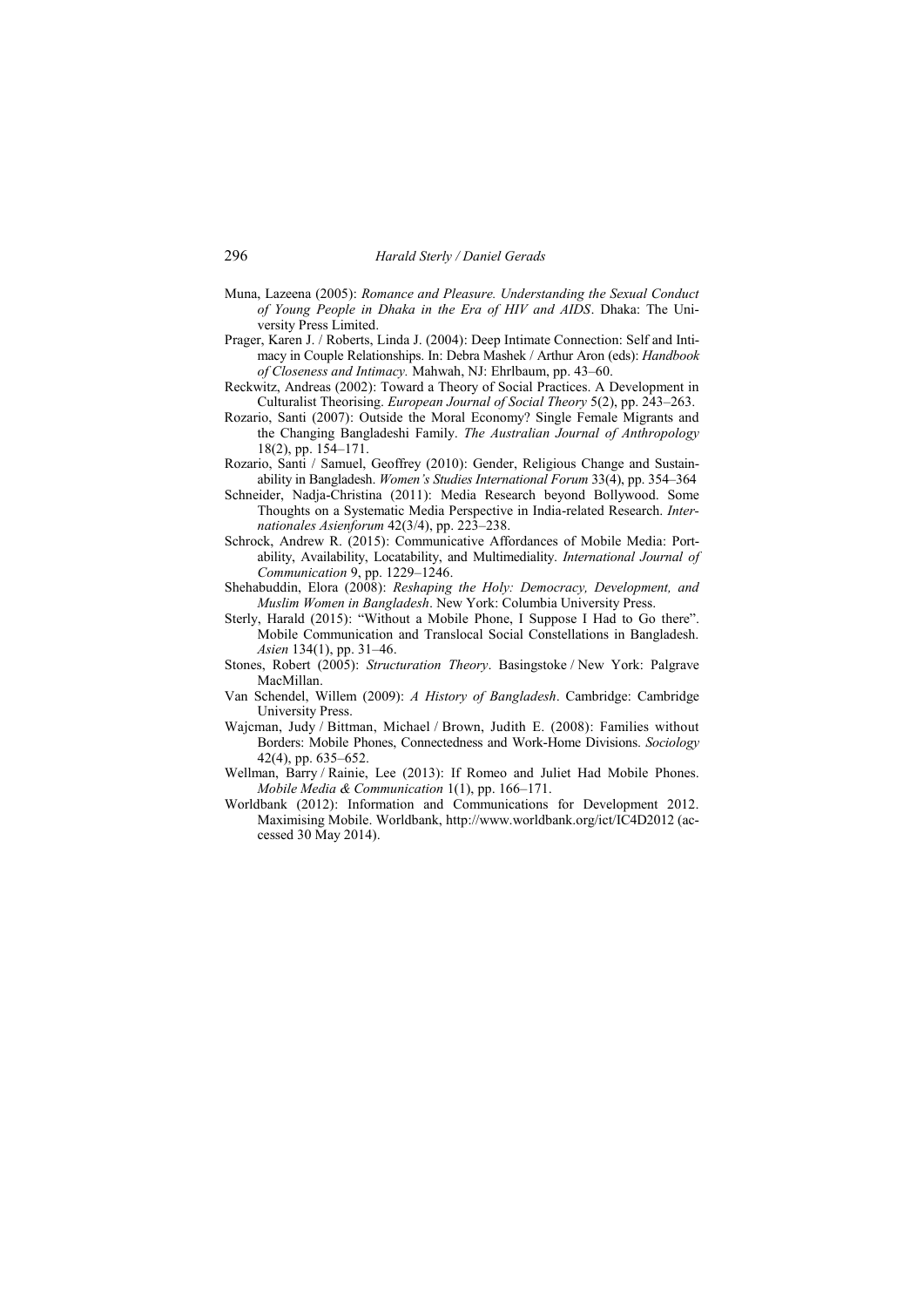Muna, Lazeena (2005): *Romance and Pleasure. Understanding the Sexual Conduct of Young People in Dhaka in the Era of HIV and AIDS*. Dhaka: The University Press Limited.

Prager, Karen J. / Roberts, Linda J. (2004): Deep Intimate Connection: Self and Intimacy in Couple Relationships. In: Debra Mashek / Arthur Aron (eds): *Handbook of Closeness and Intimacy.* Mahwah, NJ: Ehrlbaum, pp. 43–60.

Reckwitz, Andreas (2002): Toward a Theory of Social Practices. A Development in Culturalist Theorising. *European Journal of Social Theory* 5(2), pp. 243–263.

Rozario, Santi (2007): Outside the Moral Economy? Single Female Migrants and the Changing Bangladeshi Family. *The Australian Journal of Anthropology* 18(2), pp. 154–171.

Rozario, Santi / Samuel, Geoffrey (2010): Gender, Religious Change and Sustainability in Bangladesh. *Women's Studies International Forum* 33(4), pp. 354–364

Schneider, Nadja-Christina (2011): Media Research beyond Bollywood. Some Thoughts on a Systematic Media Perspective in India-related Research. *Internationales Asienforum* 42(3/4), pp. 223–238.

Schrock, Andrew R. (2015): Communicative Affordances of Mobile Media: Portability, Availability, Locatability, and Multimediality. *International Journal of Communication* 9, pp. 1229–1246.

Shehabuddin, Elora (2008): *Reshaping the Holy: Democracy, Development, and Muslim Women in Bangladesh*. New York: Columbia University Press.

Sterly, Harald (2015): "Without a Mobile Phone, I Suppose I Had to Go there". Mobile Communication and Translocal Social Constellations in Bangladesh. *Asien* 134(1), pp. 31–46.

Stones, Robert (2005): *Structuration Theory*. Basingstoke / New York: Palgrave MacMillan.

Van Schendel, Willem (2009): *A History of Bangladesh*. Cambridge: Cambridge University Press.

Wajcman, Judy / Bittman, Michael / Brown, Judith E. (2008): Families without Borders: Mobile Phones, Connectedness and Work-Home Divisions. *Sociology* 42(4), pp. 635–652.

Wellman, Barry / Rainie, Lee (2013): If Romeo and Juliet Had Mobile Phones. *Mobile Media & Communication* 1(1), pp. 166–171.

Worldbank (2012): Information and Communications for Development 2012. Maximising Mobile. Worldbank, http://www.worldbank.org/ict/IC4D2012 (accessed 30 May 2014).